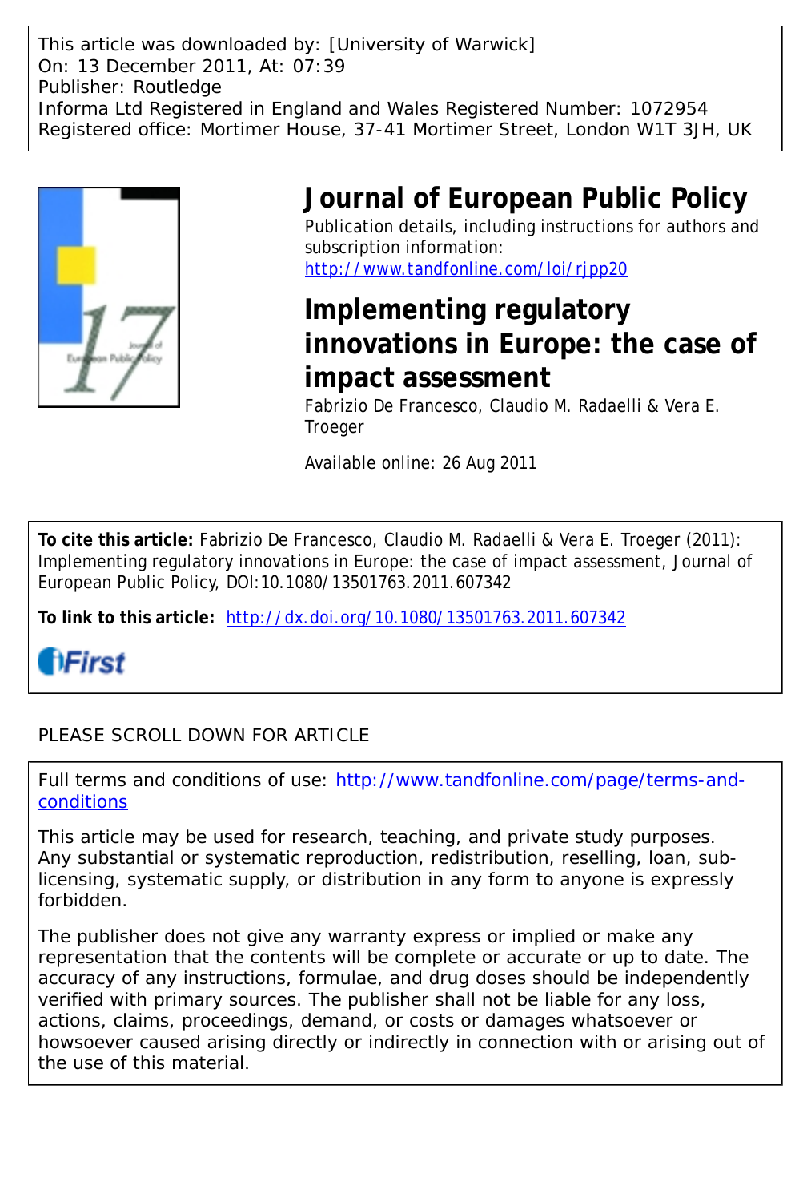This article was downloaded by: [University of Warwick]
On: 13 December 2011, At: 07:39
Publisher: Routledge
Informa Ltd Registered in England and Wales Registered Number: 1072954
Registered office: Mortimer House, 37-41 Mortimer Street, London W1T 3JH, UK

# Journal of European Public Policy

Publication details, including instructions for authors and subscription information:
http://www.tandfonline.com/loi/rjpp20

# Implementing regulatory innovations in Europe: the case of impact assessment

Fabrizio De Francesco, Claudio M. Radaelli & Vera E. Troeger

Available online: 26 Aug 2011

**To cite this article:** Fabrizio De Francesco, Claudio M. Radaelli & Vera E. Troeger (2011): Implementing regulatory innovations in Europe: the case of impact assessment, Journal of European Public Policy, DOI:10.1080/13501763.2011.607342

**To link to this article:** http://dx.doi.org/10.1080/13501763.2011.607342

iFirst

PLEASE SCROLL DOWN FOR ARTICLE

Full terms and conditions of use: http://www.tandfonline.com/page/terms-and-conditions

This article may be used for research, teaching, and private study purposes. Any substantial or systematic reproduction, redistribution, reselling, loan, sub-licensing, systematic supply, or distribution in any form to anyone is expressly forbidden.

The publisher does not give any warranty express or implied or make any representation that the contents will be complete or accurate or up to date. The accuracy of any instructions, formulae, and drug doses should be independently verified with primary sources. The publisher shall not be liable for any loss, actions, claims, proceedings, demand, or costs or damages whatsoever or howsoever caused arising directly or indirectly in connection with or arising out of the use of this material.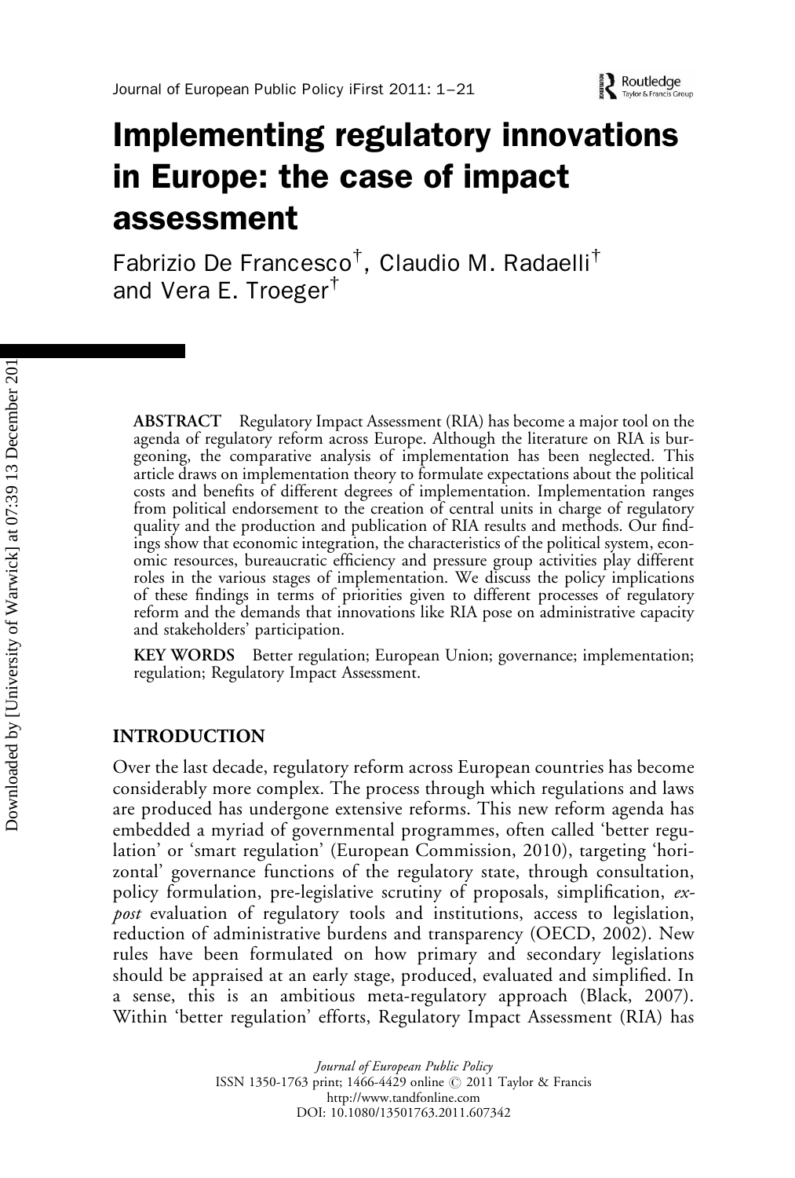# Implementing regulatory innovations in Europe: the case of impact assessment

Fabrizio De Francesco[†], Claudio M. Radaelli[†] and Vera E. Troeger[†]

**ABSTRACT** Regulatory Impact Assessment (RIA) has become a major tool on the agenda of regulatory reform across Europe. Although the literature on RIA is burgeoning, the comparative analysis of implementation has been neglected. This article draws on implementation theory to formulate expectations about the political costs and benefits of different degrees of implementation. Implementation ranges from political endorsement to the creation of central units in charge of regulatory quality and the production and publication of RIA results and methods. Our findings show that economic integration, the characteristics of the political system, economic resources, bureaucratic efficiency and pressure group activities play different roles in the various stages of implementation. We discuss the policy implications of these findings in terms of priorities given to different processes of regulatory reform and the demands that innovations like RIA pose on administrative capacity and stakeholders' participation.

**KEY WORDS** Better regulation; European Union; governance; implementation; regulation; Regulatory Impact Assessment.

## INTRODUCTION

Over the last decade, regulatory reform across European countries has become considerably more complex. The process through which regulations and laws are produced has undergone extensive reforms. This new reform agenda has embedded a myriad of governmental programmes, often called 'better regulation' or 'smart regulation' (European Commission, 2010), targeting 'horizontal' governance functions of the regulatory state, through consultation, policy formulation, pre-legislative scrutiny of proposals, simplification, *ex-post* evaluation of regulatory tools and institutions, access to legislation, reduction of administrative burdens and transparency (OECD, 2002). New rules have been formulated on how primary and secondary legislations should be appraised at an early stage, produced, evaluated and simplified. In a sense, this is an ambitious meta-regulatory approach (Black, 2007). Within 'better regulation' efforts, Regulatory Impact Assessment (RIA) has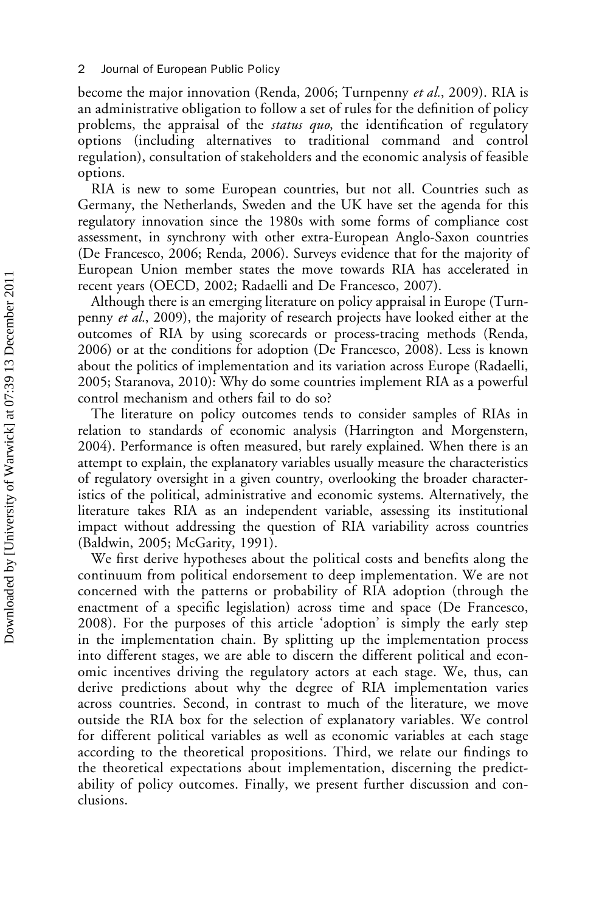become the major innovation (Renda, 2006; Turnpenny *et al.*, 2009). RIA is an administrative obligation to follow a set of rules for the definition of policy problems, the appraisal of the *status quo*, the identification of regulatory options (including alternatives to traditional command and control regulation), consultation of stakeholders and the economic analysis of feasible options.

RIA is new to some European countries, but not all. Countries such as Germany, the Netherlands, Sweden and the UK have set the agenda for this regulatory innovation since the 1980s with some forms of compliance cost assessment, in synchrony with other extra-European Anglo-Saxon countries (De Francesco, 2006; Renda, 2006). Surveys evidence that for the majority of European Union member states the move towards RIA has accelerated in recent years (OECD, 2002; Radaelli and De Francesco, 2007).

Although there is an emerging literature on policy appraisal in Europe (Turnpenny *et al.*, 2009), the majority of research projects have looked either at the outcomes of RIA by using scorecards or process-tracing methods (Renda, 2006) or at the conditions for adoption (De Francesco, 2008). Less is known about the politics of implementation and its variation across Europe (Radaelli, 2005; Staranova, 2010): Why do some countries implement RIA as a powerful control mechanism and others fail to do so?

The literature on policy outcomes tends to consider samples of RIAs in relation to standards of economic analysis (Harrington and Morgenstern, 2004). Performance is often measured, but rarely explained. When there is an attempt to explain, the explanatory variables usually measure the characteristics of regulatory oversight in a given country, overlooking the broader characteristics of the political, administrative and economic systems. Alternatively, the literature takes RIA as an independent variable, assessing its institutional impact without addressing the question of RIA variability across countries (Baldwin, 2005; McGarity, 1991).

We first derive hypotheses about the political costs and benefits along the continuum from political endorsement to deep implementation. We are not concerned with the patterns or probability of RIA adoption (through the enactment of a specific legislation) across time and space (De Francesco, 2008). For the purposes of this article 'adoption' is simply the early step in the implementation chain. By splitting up the implementation process into different stages, we are able to discern the different political and economic incentives driving the regulatory actors at each stage. We, thus, can derive predictions about why the degree of RIA implementation varies across countries. Second, in contrast to much of the literature, we move outside the RIA box for the selection of explanatory variables. We control for different political variables as well as economic variables at each stage according to the theoretical propositions. Third, we relate our findings to the theoretical expectations about implementation, discerning the predictability of policy outcomes. Finally, we present further discussion and conclusions.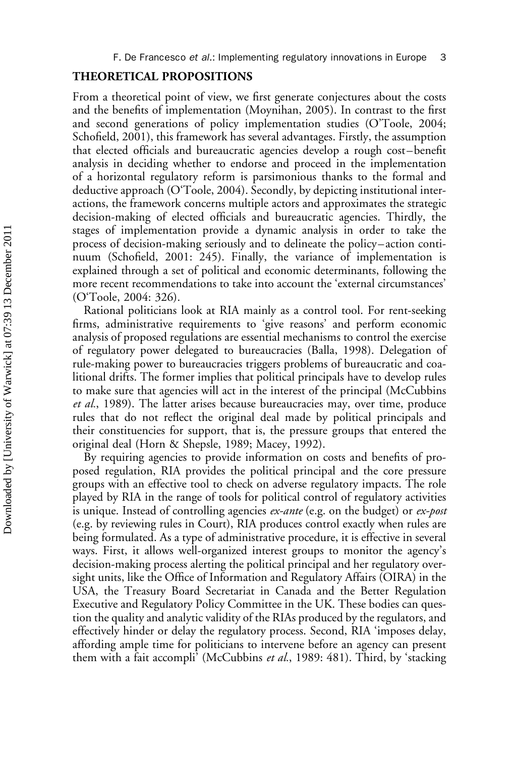## THEORETICAL PROPOSITIONS

From a theoretical point of view, we first generate conjectures about the costs and the benefits of implementation (Moynihan, 2005). In contrast to the first and second generations of policy implementation studies (O'Toole, 2004; Schofield, 2001), this framework has several advantages. Firstly, the assumption that elected officials and bureaucratic agencies develop a rough cost–benefit analysis in deciding whether to endorse and proceed in the implementation of a horizontal regulatory reform is parsimonious thanks to the formal and deductive approach (O'Toole, 2004). Secondly, by depicting institutional interactions, the framework concerns multiple actors and approximates the strategic decision-making of elected officials and bureaucratic agencies. Thirdly, the stages of implementation provide a dynamic analysis in order to take the process of decision-making seriously and to delineate the policy–action continuum (Schofield, 2001: 245). Finally, the variance of implementation is explained through a set of political and economic determinants, following the more recent recommendations to take into account the 'external circumstances' (O'Toole, 2004: 326).

Rational politicians look at RIA mainly as a control tool. For rent-seeking firms, administrative requirements to 'give reasons' and perform economic analysis of proposed regulations are essential mechanisms to control the exercise of regulatory power delegated to bureaucracies (Balla, 1998). Delegation of rule-making power to bureaucracies triggers problems of bureaucratic and coalitional drifts. The former implies that political principals have to develop rules to make sure that agencies will act in the interest of the principal (McCubbins *et al.*, 1989). The latter arises because bureaucracies may, over time, produce rules that do not reflect the original deal made by political principals and their constituencies for support, that is, the pressure groups that entered the original deal (Horn & Shepsle, 1989; Macey, 1992).

By requiring agencies to provide information on costs and benefits of proposed regulation, RIA provides the political principal and the core pressure groups with an effective tool to check on adverse regulatory impacts. The role played by RIA in the range of tools for political control of regulatory activities is unique. Instead of controlling agencies *ex-ante* (e.g. on the budget) or *ex-post* (e.g. by reviewing rules in Court), RIA produces control exactly when rules are being formulated. As a type of administrative procedure, it is effective in several ways. First, it allows well-organized interest groups to monitor the agency's decision-making process alerting the political principal and her regulatory oversight units, like the Office of Information and Regulatory Affairs (OIRA) in the USA, the Treasury Board Secretariat in Canada and the Better Regulation Executive and Regulatory Policy Committee in the UK. These bodies can question the quality and analytic validity of the RIAs produced by the regulators, and effectively hinder or delay the regulatory process. Second, RIA 'imposes delay, affording ample time for politicians to intervene before an agency can present them with a fait accompli' (McCubbins *et al.*, 1989: 481). Third, by 'stacking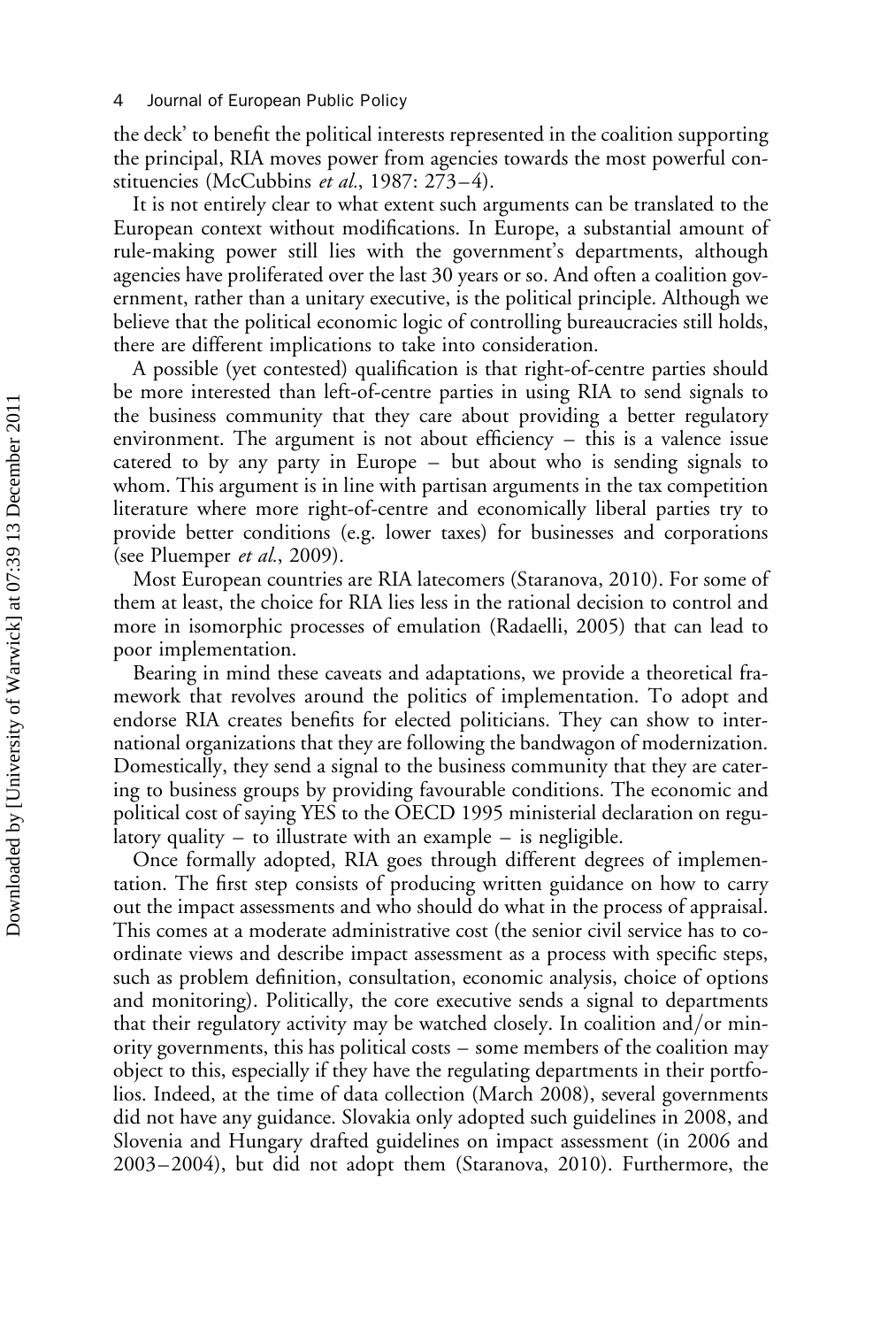the deck' to benefit the political interests represented in the coalition supporting the principal, RIA moves power from agencies towards the most powerful constituencies (McCubbins *et al.*, 1987: 273–4).

It is not entirely clear to what extent such arguments can be translated to the European context without modifications. In Europe, a substantial amount of rule-making power still lies with the government's departments, although agencies have proliferated over the last 30 years or so. And often a coalition government, rather than a unitary executive, is the political principle. Although we believe that the political economic logic of controlling bureaucracies still holds, there are different implications to take into consideration.

A possible (yet contested) qualification is that right-of-centre parties should be more interested than left-of-centre parties in using RIA to send signals to the business community that they care about providing a better regulatory environment. The argument is not about efficiency – this is a valence issue catered to by any party in Europe – but about who is sending signals to whom. This argument is in line with partisan arguments in the tax competition literature where more right-of-centre and economically liberal parties try to provide better conditions (e.g. lower taxes) for businesses and corporations (see Pluemper *et al.*, 2009).

Most European countries are RIA latecomers (Staranova, 2010). For some of them at least, the choice for RIA lies less in the rational decision to control and more in isomorphic processes of emulation (Radaelli, 2005) that can lead to poor implementation.

Bearing in mind these caveats and adaptations, we provide a theoretical framework that revolves around the politics of implementation. To adopt and endorse RIA creates benefits for elected politicians. They can show to international organizations that they are following the bandwagon of modernization. Domestically, they send a signal to the business community that they are catering to business groups by providing favourable conditions. The economic and political cost of saying YES to the OECD 1995 ministerial declaration on regulatory quality – to illustrate with an example – is negligible.

Once formally adopted, RIA goes through different degrees of implementation. The first step consists of producing written guidance on how to carry out the impact assessments and who should do what in the process of appraisal. This comes at a moderate administrative cost (the senior civil service has to coordinate views and describe impact assessment as a process with specific steps, such as problem definition, consultation, economic analysis, choice of options and monitoring). Politically, the core executive sends a signal to departments that their regulatory activity may be watched closely. In coalition and/or minority governments, this has political costs – some members of the coalition may object to this, especially if they have the regulating departments in their portfolios. Indeed, at the time of data collection (March 2008), several governments did not have any guidance. Slovakia only adopted such guidelines in 2008, and Slovenia and Hungary drafted guidelines on impact assessment (in 2006 and 2003–2004), but did not adopt them (Staranova, 2010). Furthermore, the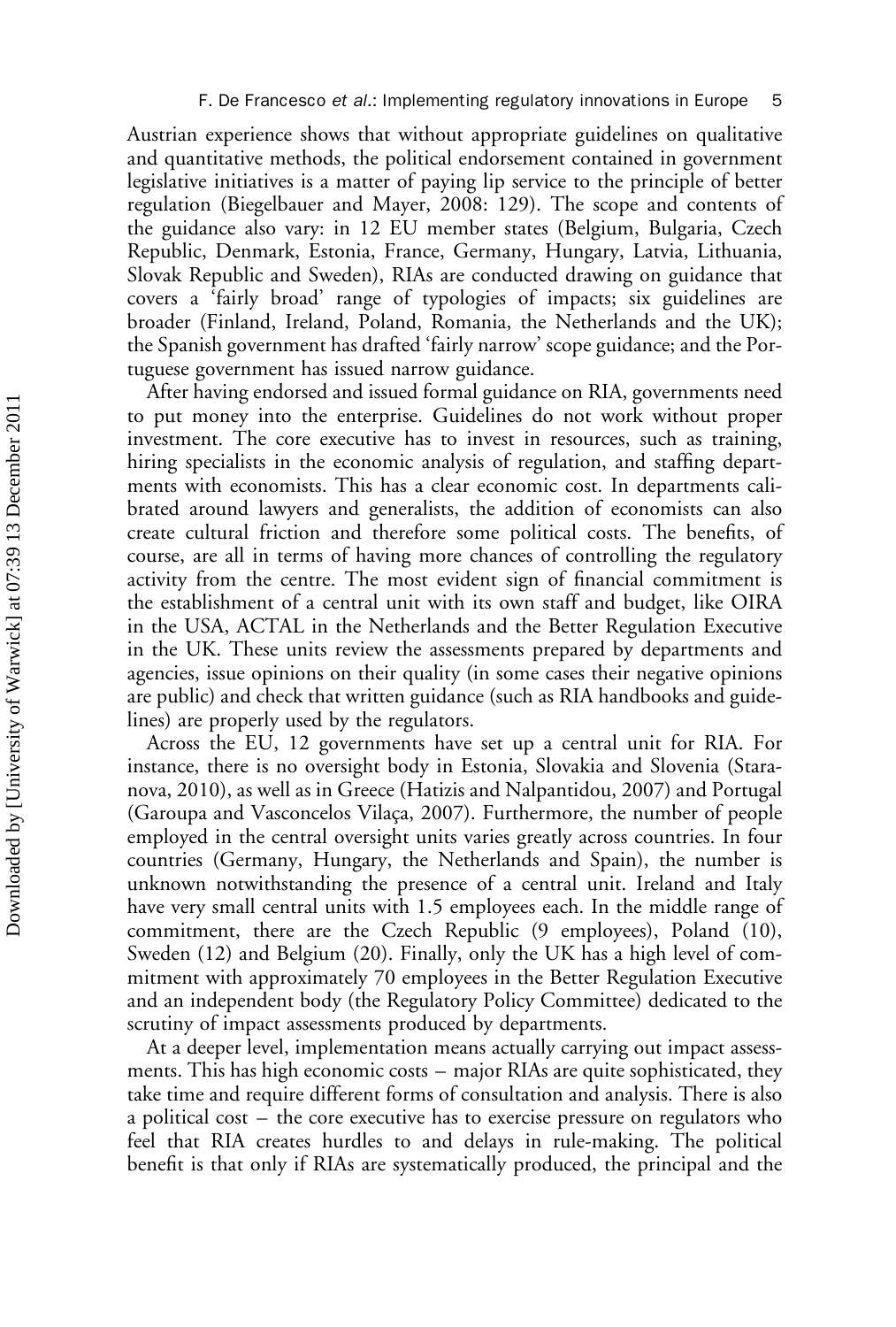Austrian experience shows that without appropriate guidelines on qualitative and quantitative methods, the political endorsement contained in government legislative initiatives is a matter of paying lip service to the principle of better regulation (Biegelbauer and Mayer, 2008: 129). The scope and contents of the guidance also vary: in 12 EU member states (Belgium, Bulgaria, Czech Republic, Denmark, Estonia, France, Germany, Hungary, Latvia, Lithuania, Slovak Republic and Sweden), RIAs are conducted drawing on guidance that covers a 'fairly broad' range of typologies of impacts; six guidelines are broader (Finland, Ireland, Poland, Romania, the Netherlands and the UK); the Spanish government has drafted 'fairly narrow' scope guidance; and the Portuguese government has issued narrow guidance.

After having endorsed and issued formal guidance on RIA, governments need to put money into the enterprise. Guidelines do not work without proper investment. The core executive has to invest in resources, such as training, hiring specialists in the economic analysis of regulation, and staffing departments with economists. This has a clear economic cost. In departments calibrated around lawyers and generalists, the addition of economists can also create cultural friction and therefore some political costs. The benefits, of course, are all in terms of having more chances of controlling the regulatory activity from the centre. The most evident sign of financial commitment is the establishment of a central unit with its own staff and budget, like OIRA in the USA, ACTAL in the Netherlands and the Better Regulation Executive in the UK. These units review the assessments prepared by departments and agencies, issue opinions on their quality (in some cases their negative opinions are public) and check that written guidance (such as RIA handbooks and guidelines) are properly used by the regulators.

Across the EU, 12 governments have set up a central unit for RIA. For instance, there is no oversight body in Estonia, Slovakia and Slovenia (Staranova, 2010), as well as in Greece (Hatizis and Nalpantidou, 2007) and Portugal (Garoupa and Vasconcelos Vilaça, 2007). Furthermore, the number of people employed in the central oversight units varies greatly across countries. In four countries (Germany, Hungary, the Netherlands and Spain), the number is unknown notwithstanding the presence of a central unit. Ireland and Italy have very small central units with 1.5 employees each. In the middle range of commitment, there are the Czech Republic (9 employees), Poland (10), Sweden (12) and Belgium (20). Finally, only the UK has a high level of commitment with approximately 70 employees in the Better Regulation Executive and an independent body (the Regulatory Policy Committee) dedicated to the scrutiny of impact assessments produced by departments.

At a deeper level, implementation means actually carrying out impact assessments. This has high economic costs – major RIAs are quite sophisticated, they take time and require different forms of consultation and analysis. There is also a political cost – the core executive has to exercise pressure on regulators who feel that RIA creates hurdles to and delays in rule-making. The political benefit is that only if RIAs are systematically produced, the principal and the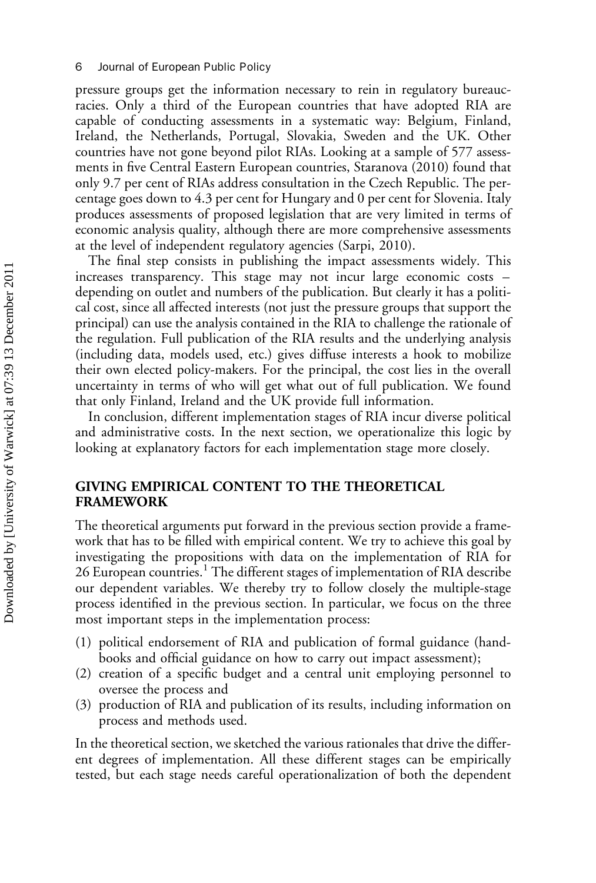pressure groups get the information necessary to rein in regulatory bureaucracies. Only a third of the European countries that have adopted RIA are capable of conducting assessments in a systematic way: Belgium, Finland, Ireland, the Netherlands, Portugal, Slovakia, Sweden and the UK. Other countries have not gone beyond pilot RIAs. Looking at a sample of 577 assessments in five Central Eastern European countries, Staranova (2010) found that only 9.7 per cent of RIAs address consultation in the Czech Republic. The percentage goes down to 4.3 per cent for Hungary and 0 per cent for Slovenia. Italy produces assessments of proposed legislation that are very limited in terms of economic analysis quality, although there are more comprehensive assessments at the level of independent regulatory agencies (Sarpi, 2010).

The final step consists in publishing the impact assessments widely. This increases transparency. This stage may not incur large economic costs – depending on outlet and numbers of the publication. But clearly it has a political cost, since all affected interests (not just the pressure groups that support the principal) can use the analysis contained in the RIA to challenge the rationale of the regulation. Full publication of the RIA results and the underlying analysis (including data, models used, etc.) gives diffuse interests a hook to mobilize their own elected policy-makers. For the principal, the cost lies in the overall uncertainty in terms of who will get what out of full publication. We found that only Finland, Ireland and the UK provide full information.

In conclusion, different implementation stages of RIA incur diverse political and administrative costs. In the next section, we operationalize this logic by looking at explanatory factors for each implementation stage more closely.

## GIVING EMPIRICAL CONTENT TO THE THEORETICAL FRAMEWORK

The theoretical arguments put forward in the previous section provide a framework that has to be filled with empirical content. We try to achieve this goal by investigating the propositions with data on the implementation of RIA for 26 European countries.[1] The different stages of implementation of RIA describe our dependent variables. We thereby try to follow closely the multiple-stage process identified in the previous section. In particular, we focus on the three most important steps in the implementation process:

(1) political endorsement of RIA and publication of formal guidance (handbooks and official guidance on how to carry out impact assessment);
(2) creation of a specific budget and a central unit employing personnel to oversee the process and
(3) production of RIA and publication of its results, including information on process and methods used.

In the theoretical section, we sketched the various rationales that drive the different degrees of implementation. All these different stages can be empirically tested, but each stage needs careful operationalization of both the dependent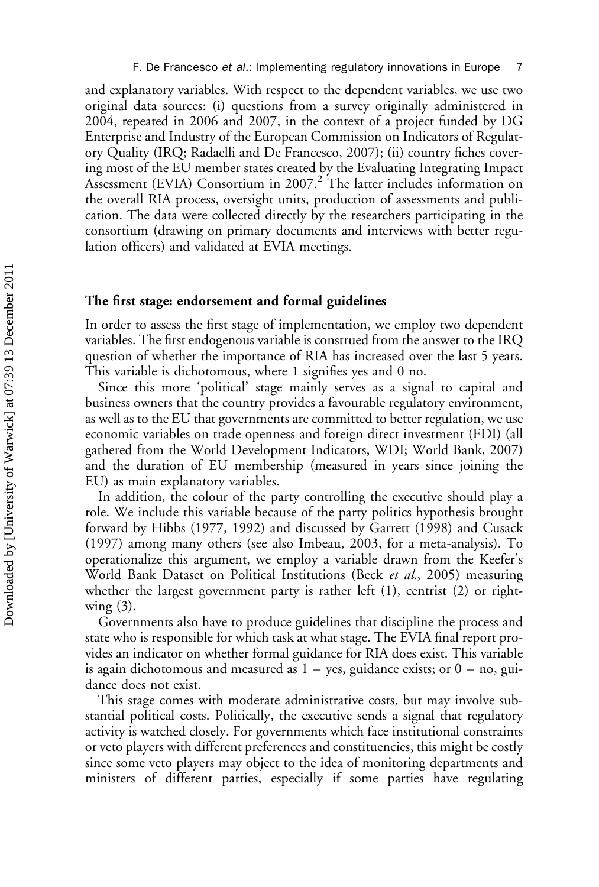and explanatory variables. With respect to the dependent variables, we use two original data sources: (i) questions from a survey originally administered in 2004, repeated in 2006 and 2007, in the context of a project funded by DG Enterprise and Industry of the European Commission on Indicators of Regulatory Quality (IRQ; Radaelli and De Francesco, 2007); (ii) country fiches covering most of the EU member states created by the Evaluating Integrating Impact Assessment (EVIA) Consortium in 2007.[2] The latter includes information on the overall RIA process, oversight units, production of assessments and publication. The data were collected directly by the researchers participating in the consortium (drawing on primary documents and interviews with better regulation officers) and validated at EVIA meetings.

### The first stage: endorsement and formal guidelines

In order to assess the first stage of implementation, we employ two dependent variables. The first endogenous variable is construed from the answer to the IRQ question of whether the importance of RIA has increased over the last 5 years. This variable is dichotomous, where 1 signifies yes and 0 no.

Since this more 'political' stage mainly serves as a signal to capital and business owners that the country provides a favourable regulatory environment, as well as to the EU that governments are committed to better regulation, we use economic variables on trade openness and foreign direct investment (FDI) (all gathered from the World Development Indicators, WDI; World Bank, 2007) and the duration of EU membership (measured in years since joining the EU) as main explanatory variables.

In addition, the colour of the party controlling the executive should play a role. We include this variable because of the party politics hypothesis brought forward by Hibbs (1977, 1992) and discussed by Garrett (1998) and Cusack (1997) among many others (see also Imbeau, 2003, for a meta-analysis). To operationalize this argument, we employ a variable drawn from the Keefer's World Bank Dataset on Political Institutions (Beck *et al.*, 2005) measuring whether the largest government party is rather left (1), centrist (2) or right-wing (3).

Governments also have to produce guidelines that discipline the process and state who is responsible for which task at what stage. The EVIA final report provides an indicator on whether formal guidance for RIA does exist. This variable is again dichotomous and measured as 1 – yes, guidance exists; or 0 – no, guidance does not exist.

This stage comes with moderate administrative costs, but may involve substantial political costs. Politically, the executive sends a signal that regulatory activity is watched closely. For governments which face institutional constraints or veto players with different preferences and constituencies, this might be costly since some veto players may object to the idea of monitoring departments and ministers of different parties, especially if some parties have regulating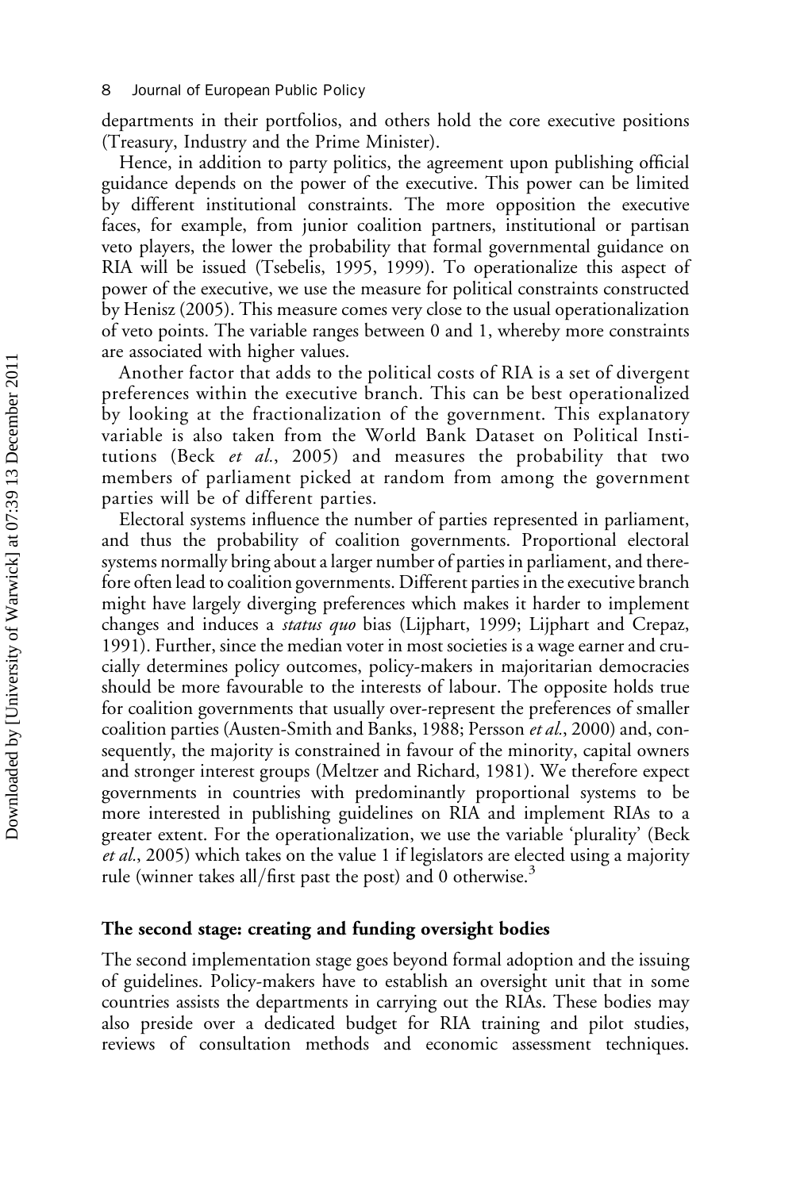departments in their portfolios, and others hold the core executive positions (Treasury, Industry and the Prime Minister).

Hence, in addition to party politics, the agreement upon publishing official guidance depends on the power of the executive. This power can be limited by different institutional constraints. The more opposition the executive faces, for example, from junior coalition partners, institutional or partisan veto players, the lower the probability that formal governmental guidance on RIA will be issued (Tsebelis, 1995, 1999). To operationalize this aspect of power of the executive, we use the measure for political constraints constructed by Henisz (2005). This measure comes very close to the usual operationalization of veto points. The variable ranges between 0 and 1, whereby more constraints are associated with higher values.

Another factor that adds to the political costs of RIA is a set of divergent preferences within the executive branch. This can be best operationalized by looking at the fractionalization of the government. This explanatory variable is also taken from the World Bank Dataset on Political Institutions (Beck *et al.*, 2005) and measures the probability that two members of parliament picked at random from among the government parties will be of different parties.

Electoral systems influence the number of parties represented in parliament, and thus the probability of coalition governments. Proportional electoral systems normally bring about a larger number of parties in parliament, and therefore often lead to coalition governments. Different parties in the executive branch might have largely diverging preferences which makes it harder to implement changes and induces a *status quo* bias (Lijphart, 1999; Lijphart and Crepaz, 1991). Further, since the median voter in most societies is a wage earner and crucially determines policy outcomes, policy-makers in majoritarian democracies should be more favourable to the interests of labour. The opposite holds true for coalition governments that usually over-represent the preferences of smaller coalition parties (Austen-Smith and Banks, 1988; Persson *et al.*, 2000) and, consequently, the majority is constrained in favour of the minority, capital owners and stronger interest groups (Meltzer and Richard, 1981). We therefore expect governments in countries with predominantly proportional systems to be more interested in publishing guidelines on RIA and implement RIAs to a greater extent. For the operationalization, we use the variable 'plurality' (Beck *et al.*, 2005) which takes on the value 1 if legislators are elected using a majority rule (winner takes all/first past the post) and 0 otherwise.[3]

### The second stage: creating and funding oversight bodies

The second implementation stage goes beyond formal adoption and the issuing of guidelines. Policy-makers have to establish an oversight unit that in some countries assists the departments in carrying out the RIAs. These bodies may also preside over a dedicated budget for RIA training and pilot studies, reviews of consultation methods and economic assessment techniques.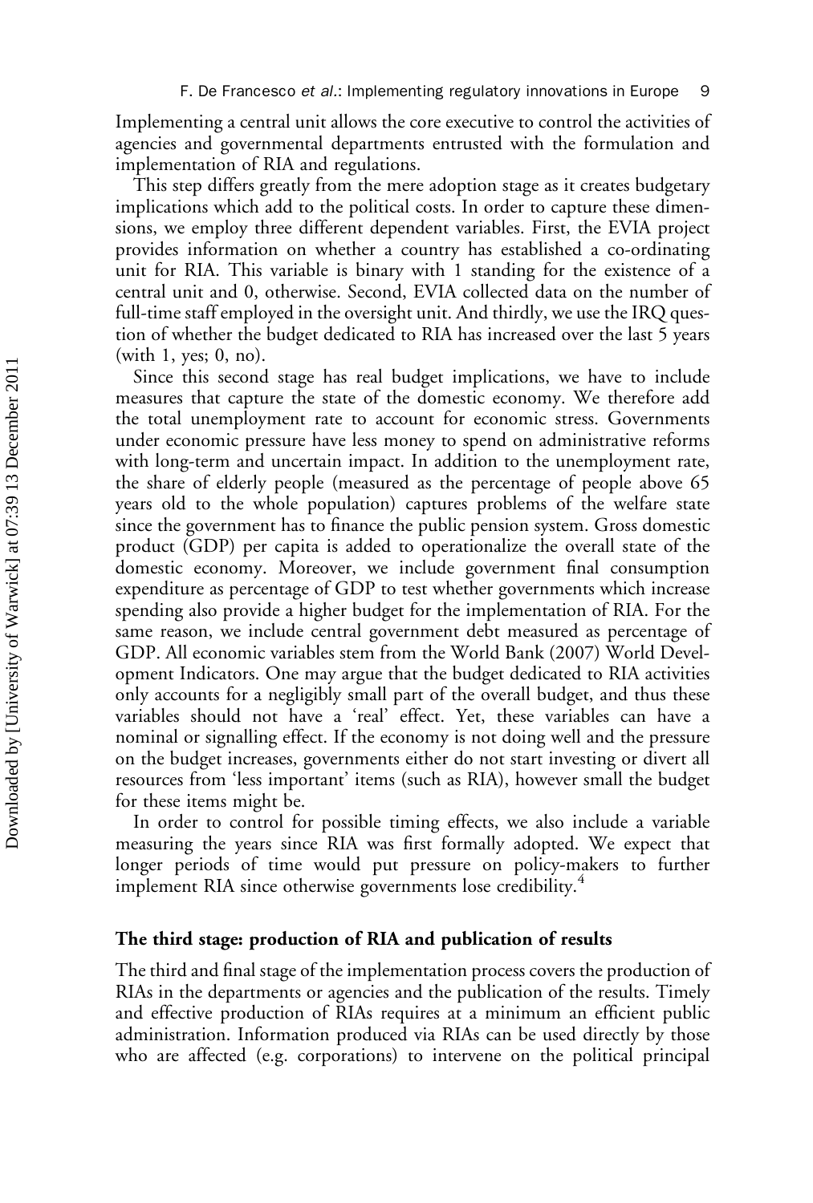Implementing a central unit allows the core executive to control the activities of agencies and governmental departments entrusted with the formulation and implementation of RIA and regulations.

This step differs greatly from the mere adoption stage as it creates budgetary implications which add to the political costs. In order to capture these dimensions, we employ three different dependent variables. First, the EVIA project provides information on whether a country has established a co-ordinating unit for RIA. This variable is binary with 1 standing for the existence of a central unit and 0, otherwise. Second, EVIA collected data on the number of full-time staff employed in the oversight unit. And thirdly, we use the IRQ question of whether the budget dedicated to RIA has increased over the last 5 years (with 1, yes; 0, no).

Since this second stage has real budget implications, we have to include measures that capture the state of the domestic economy. We therefore add the total unemployment rate to account for economic stress. Governments under economic pressure have less money to spend on administrative reforms with long-term and uncertain impact. In addition to the unemployment rate, the share of elderly people (measured as the percentage of people above 65 years old to the whole population) captures problems of the welfare state since the government has to finance the public pension system. Gross domestic product (GDP) per capita is added to operationalize the overall state of the domestic economy. Moreover, we include government final consumption expenditure as percentage of GDP to test whether governments which increase spending also provide a higher budget for the implementation of RIA. For the same reason, we include central government debt measured as percentage of GDP. All economic variables stem from the World Bank (2007) World Development Indicators. One may argue that the budget dedicated to RIA activities only accounts for a negligibly small part of the overall budget, and thus these variables should not have a 'real' effect. Yet, these variables can have a nominal or signalling effect. If the economy is not doing well and the pressure on the budget increases, governments either do not start investing or divert all resources from 'less important' items (such as RIA), however small the budget for these items might be.

In order to control for possible timing effects, we also include a variable measuring the years since RIA was first formally adopted. We expect that longer periods of time would put pressure on policy-makers to further implement RIA since otherwise governments lose credibility.[4]

### The third stage: production of RIA and publication of results

The third and final stage of the implementation process covers the production of RIAs in the departments or agencies and the publication of the results. Timely and effective production of RIAs requires at a minimum an efficient public administration. Information produced via RIAs can be used directly by those who are affected (e.g. corporations) to intervene on the political principal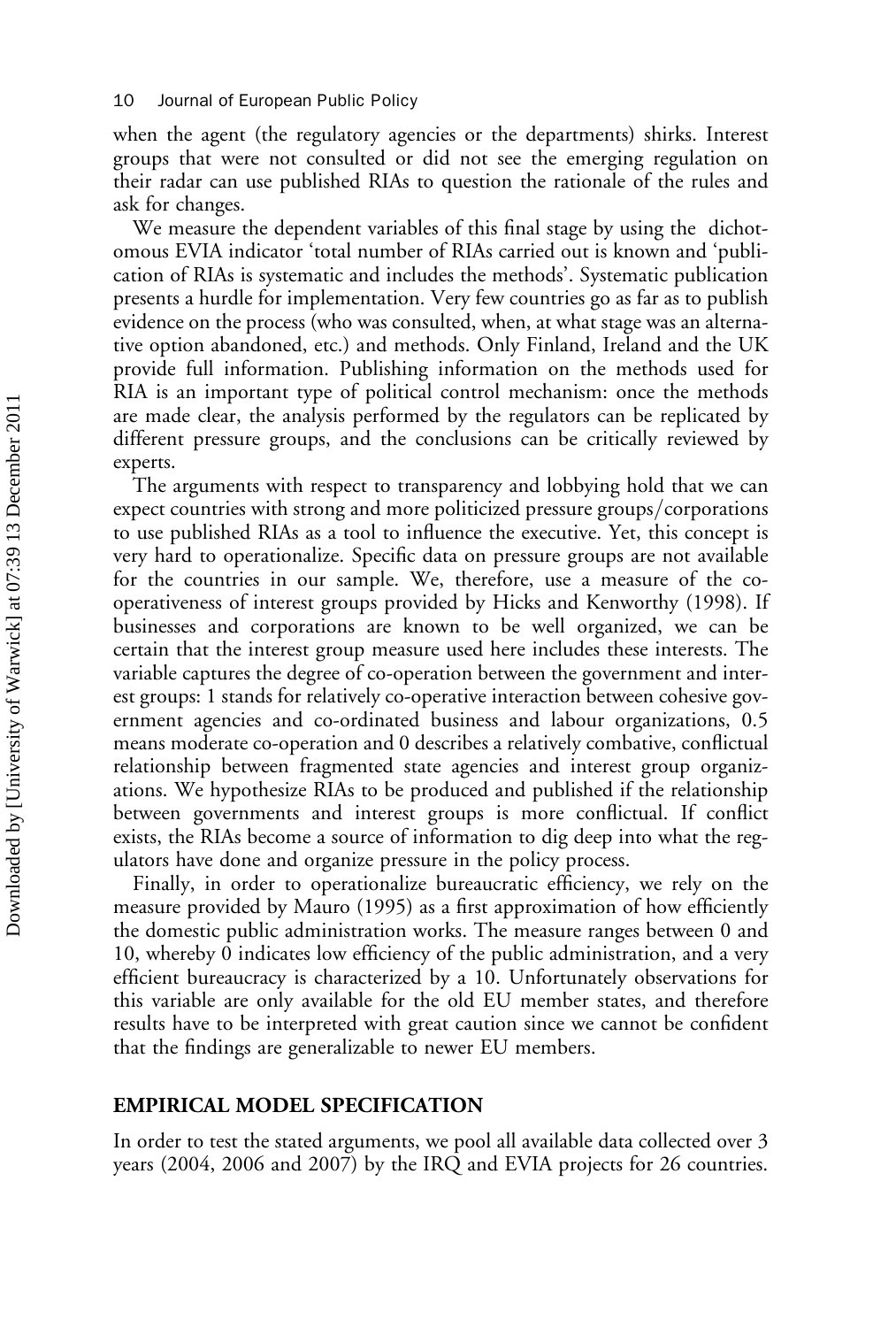when the agent (the regulatory agencies or the departments) shirks. Interest groups that were not consulted or did not see the emerging regulation on their radar can use published RIAs to question the rationale of the rules and ask for changes.

We measure the dependent variables of this final stage by using the dichotomous EVIA indicator 'total number of RIAs carried out is known and 'publication of RIAs is systematic and includes the methods'. Systematic publication presents a hurdle for implementation. Very few countries go as far as to publish evidence on the process (who was consulted, when, at what stage was an alternative option abandoned, etc.) and methods. Only Finland, Ireland and the UK provide full information. Publishing information on the methods used for RIA is an important type of political control mechanism: once the methods are made clear, the analysis performed by the regulators can be replicated by different pressure groups, and the conclusions can be critically reviewed by experts.

The arguments with respect to transparency and lobbying hold that we can expect countries with strong and more politicized pressure groups/corporations to use published RIAs as a tool to influence the executive. Yet, this concept is very hard to operationalize. Specific data on pressure groups are not available for the countries in our sample. We, therefore, use a measure of the co-operativeness of interest groups provided by Hicks and Kenworthy (1998). If businesses and corporations are known to be well organized, we can be certain that the interest group measure used here includes these interests. The variable captures the degree of co-operation between the government and interest groups: 1 stands for relatively co-operative interaction between cohesive government agencies and co-ordinated business and labour organizations, 0.5 means moderate co-operation and 0 describes a relatively combative, conflictual relationship between fragmented state agencies and interest group organizations. We hypothesize RIAs to be produced and published if the relationship between governments and interest groups is more conflictual. If conflict exists, the RIAs become a source of information to dig deep into what the regulators have done and organize pressure in the policy process.

Finally, in order to operationalize bureaucratic efficiency, we rely on the measure provided by Mauro (1995) as a first approximation of how efficiently the domestic public administration works. The measure ranges between 0 and 10, whereby 0 indicates low efficiency of the public administration, and a very efficient bureaucracy is characterized by a 10. Unfortunately observations for this variable are only available for the old EU member states, and therefore results have to be interpreted with great caution since we cannot be confident that the findings are generalizable to newer EU members.

## EMPIRICAL MODEL SPECIFICATION

In order to test the stated arguments, we pool all available data collected over 3 years (2004, 2006 and 2007) by the IRQ and EVIA projects for 26 countries.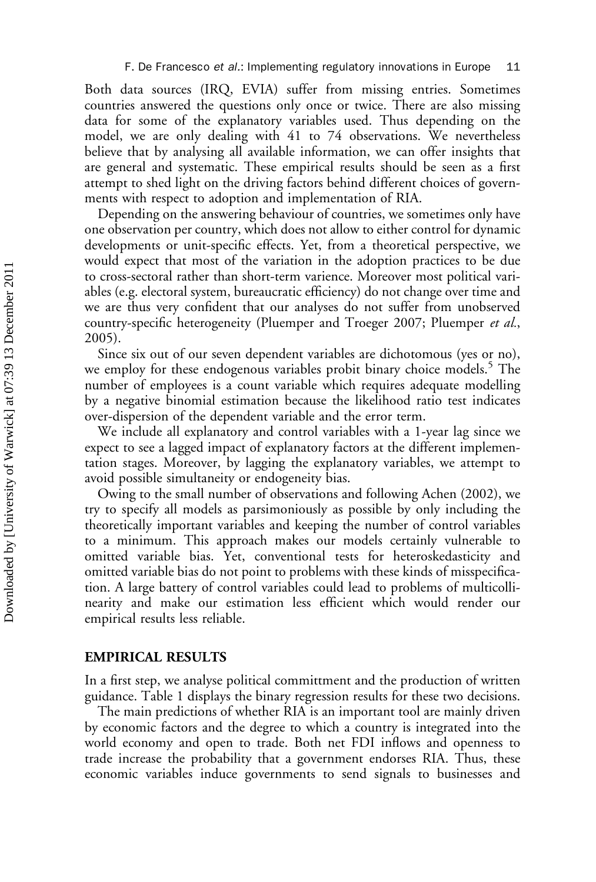Both data sources (IRQ, EVIA) suffer from missing entries. Sometimes countries answered the questions only once or twice. There are also missing data for some of the explanatory variables used. Thus depending on the model, we are only dealing with 41 to 74 observations. We nevertheless believe that by analysing all available information, we can offer insights that are general and systematic. These empirical results should be seen as a first attempt to shed light on the driving factors behind different choices of governments with respect to adoption and implementation of RIA.

Depending on the answering behaviour of countries, we sometimes only have one observation per country, which does not allow to either control for dynamic developments or unit-specific effects. Yet, from a theoretical perspective, we would expect that most of the variation in the adoption practices to be due to cross-sectoral rather than short-term varience. Moreover most political variables (e.g. electoral system, bureaucratic efficiency) do not change over time and we are thus very confident that our analyses do not suffer from unobserved country-specific heterogeneity (Pluemper and Troeger 2007; Pluemper *et al.*, 2005).

Since six out of our seven dependent variables are dichotomous (yes or no), we employ for these endogenous variables probit binary choice models.[5] The number of employees is a count variable which requires adequate modelling by a negative binomial estimation because the likelihood ratio test indicates over-dispersion of the dependent variable and the error term.

We include all explanatory and control variables with a 1-year lag since we expect to see a lagged impact of explanatory factors at the different implementation stages. Moreover, by lagging the explanatory variables, we attempt to avoid possible simultaneity or endogeneity bias.

Owing to the small number of observations and following Achen (2002), we try to specify all models as parsimoniously as possible by only including the theoretically important variables and keeping the number of control variables to a minimum. This approach makes our models certainly vulnerable to omitted variable bias. Yet, conventional tests for heteroskedasticity and omitted variable bias do not point to problems with these kinds of misspecification. A large battery of control variables could lead to problems of multicollinearity and make our estimation less efficient which would render our empirical results less reliable.

## EMPIRICAL RESULTS

In a first step, we analyse political committment and the production of written guidance. Table 1 displays the binary regression results for these two decisions.

The main predictions of whether RIA is an important tool are mainly driven by economic factors and the degree to which a country is integrated into the world economy and open to trade. Both net FDI inflows and openness to trade increase the probability that a government endorses RIA. Thus, these economic variables induce governments to send signals to businesses and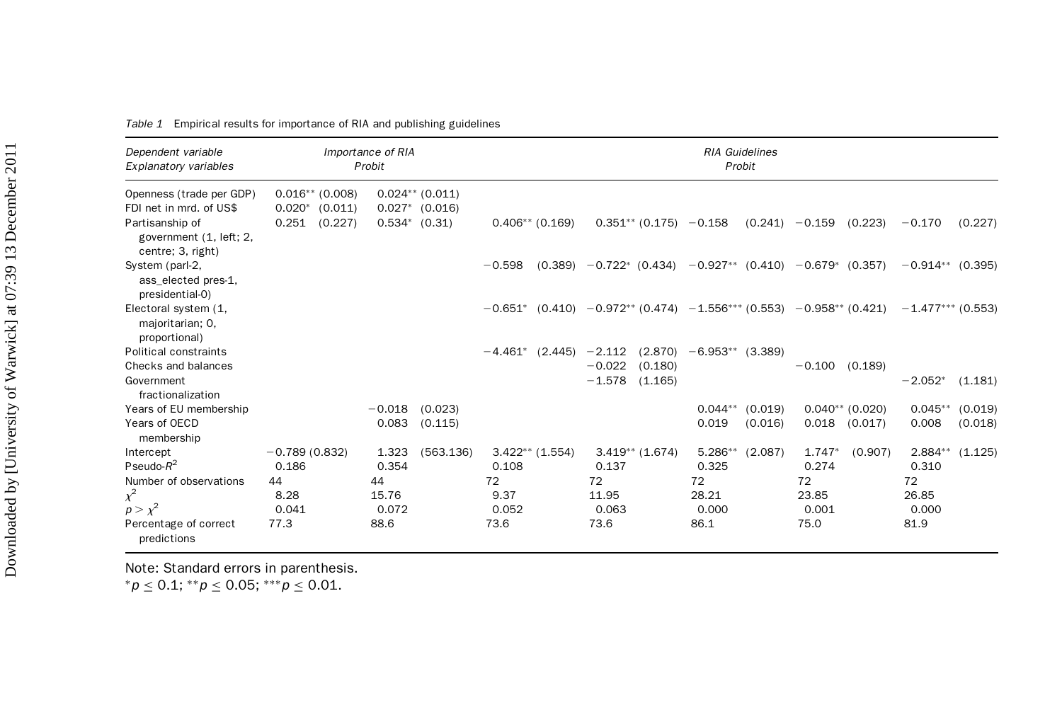*Table 1* Empirical results for importance of RIA and publishing guidelines

| *Dependent variable* | *Importance of RIA* | | *RIA Guidelines* | | | | |
|---|---|---|---|---|---|---|---|
| *Explanatory variables* | *Probit* | | *Probit* | | | | |
| Openness (trade per GDP) | 0.016** (0.008) | 0.024** (0.011) | | | | | |
| FDI net in mrd. of US$ | 0.020* (0.011) | 0.027* (0.016) | | | | | |
| Partisanship of government (1, left; 2, centre; 3, right) | 0.251 (0.227) | 0.534* (0.31) | 0.406** (0.169) | 0.351** (0.175) | −0.158 (0.241) | −0.159 (0.223) | −0.170 (0.227) |
| System (parl-2, ass_elected pres-1, presidential-0) | | | −0.598 (0.389) | −0.722* (0.434) | −0.927** (0.410) | −0.679* (0.357) | −0.914** (0.395) |
| Electoral system (1, majoritarian; 0, proportional) | | | −0.651* (0.410) | −0.972** (0.474) | −1.556*** (0.553) | −0.958** (0.421) | −1.477*** (0.553) |
| Political constraints | | | −4.461* (2.445) | −2.112 (2.870) | −6.953** (3.389) | | |
| Checks and balances | | | | −0.022 (0.180) | | −0.100 (0.189) | |
| Government fractionalization | | | | −1.578 (1.165) | | | −2.052* (1.181) |
| Years of EU membership | | −0.018 (0.023) | | | 0.044** (0.019) | 0.040** (0.020) | 0.045** (0.019) |
| Years of OECD membership | | 0.083 (0.115) | | | 0.019 (0.016) | 0.018 (0.017) | 0.008 (0.018) |
| Intercept | −0.789 (0.832) | 1.323 (563.136) | 3.422** (1.554) | 3.419** (1.674) | 5.286** (2.087) | 1.747* (0.907) | 2.884** (1.125) |
| Pseudo-$R^2$ | 0.186 | 0.354 | 0.108 | 0.137 | 0.325 | 0.274 | 0.310 |
| Number of observations | 44 | 44 | 72 | 72 | 72 | 72 | 72 |
| $\chi^2$ | 8.28 | 15.76 | 9.37 | 11.95 | 28.21 | 23.85 | 26.85 |
| $p > \chi^2$ | 0.041 | 0.072 | 0.052 | 0.063 | 0.000 | 0.001 | 0.000 |
| Percentage of correct predictions | 77.3 | 88.6 | 73.6 | 73.6 | 86.1 | 75.0 | 81.9 |

Note: Standard errors in parenthesis.
$^{*}p \leq 0.1$; $^{**}p \leq 0.05$; $^{***}p \leq 0.01$.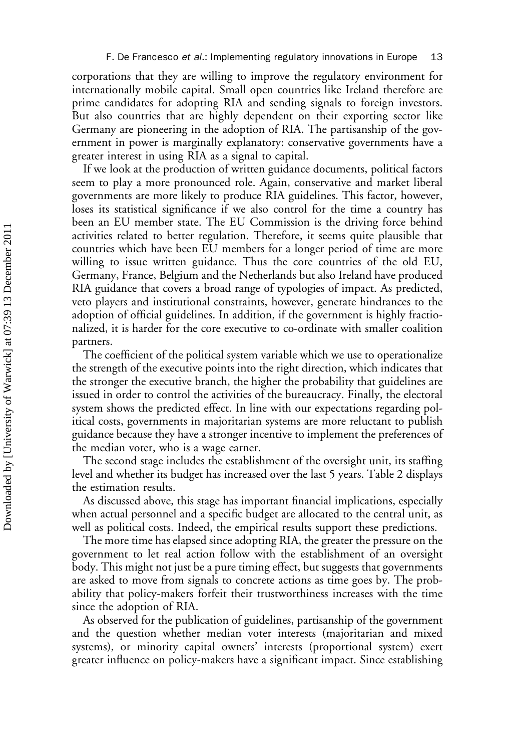corporations that they are willing to improve the regulatory environment for internationally mobile capital. Small open countries like Ireland therefore are prime candidates for adopting RIA and sending signals to foreign investors. But also countries that are highly dependent on their exporting sector like Germany are pioneering in the adoption of RIA. The partisanship of the government in power is marginally explanatory: conservative governments have a greater interest in using RIA as a signal to capital.

If we look at the production of written guidance documents, political factors seem to play a more pronounced role. Again, conservative and market liberal governments are more likely to produce RIA guidelines. This factor, however, loses its statistical significance if we also control for the time a country has been an EU member state. The EU Commission is the driving force behind activities related to better regulation. Therefore, it seems quite plausible that countries which have been EU members for a longer period of time are more willing to issue written guidance. Thus the core countries of the old EU, Germany, France, Belgium and the Netherlands but also Ireland have produced RIA guidance that covers a broad range of typologies of impact. As predicted, veto players and institutional constraints, however, generate hindrances to the adoption of official guidelines. In addition, if the government is highly fractionalized, it is harder for the core executive to co-ordinate with smaller coalition partners.

The coefficient of the political system variable which we use to operationalize the strength of the executive points into the right direction, which indicates that the stronger the executive branch, the higher the probability that guidelines are issued in order to control the activities of the bureaucracy. Finally, the electoral system shows the predicted effect. In line with our expectations regarding political costs, governments in majoritarian systems are more reluctant to publish guidance because they have a stronger incentive to implement the preferences of the median voter, who is a wage earner.

The second stage includes the establishment of the oversight unit, its staffing level and whether its budget has increased over the last 5 years. Table 2 displays the estimation results.

As discussed above, this stage has important financial implications, especially when actual personnel and a specific budget are allocated to the central unit, as well as political costs. Indeed, the empirical results support these predictions.

The more time has elapsed since adopting RIA, the greater the pressure on the government to let real action follow with the establishment of an oversight body. This might not just be a pure timing effect, but suggests that governments are asked to move from signals to concrete actions as time goes by. The probability that policy-makers forfeit their trustworthiness increases with the time since the adoption of RIA.

As observed for the publication of guidelines, partisanship of the government and the question whether median voter interests (majoritarian and mixed systems), or minority capital owners' interests (proportional system) exert greater influence on policy-makers have a significant impact. Since establishing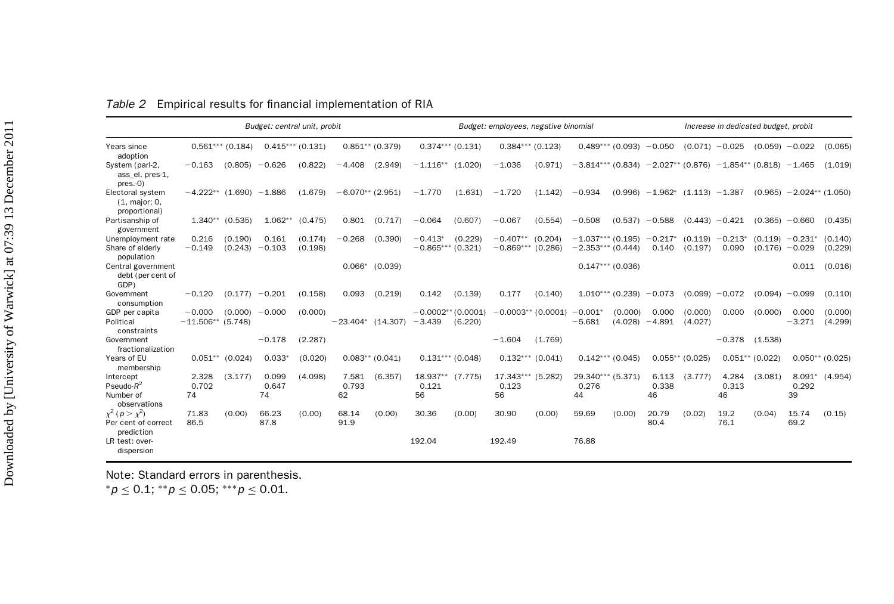*Table 2* Empirical results for financial implementation of RIA

| | *Budget: central unit, probit* | | | | | | *Budget: employees, negative binomial* | | | | | | *Increase in dedicated budget, probit* | | | | | |
|---|---|---|---|---|---|---|---|---|---|---|---|---|---|---|---|---|---|---|
| Years since adoption | 0.561*** | (0.184) | 0.415*** | (0.131) | 0.851** | (0.379) | 0.374*** | (0.131) | 0.384*** | (0.123) | 0.489*** | (0.093) | −0.050 | (0.071) | −0.025 | (0.059) | −0.022 | (0.065) |
| System (parl-2, ass_el. pres-1, pres.-0) | −0.163 | (0.805) | −0.626 | (0.822) | −4.408 | (2.949) | −1.116** | (1.020) | −1.036 | (0.971) | −3.814*** | (0.834) | −2.027** | (0.876) | −1.854** | (0.818) | −1.465 | (1.019) |
| Electoral system (1, major; 0, proportional) | −4.222** | (1.690) | −1.886 | (1.679) | −6.070** | (2.951) | −1.770 | (1.631) | −1.720 | (1.142) | −0.934 | (0.996) | −1.962* | (1.113) | −1.387 | (0.965) | −2.024** | (1.050) |
| Partisanship of government | 1.340** | (0.535) | 1.062** | (0.475) | 0.801 | (0.717) | −0.064 | (0.607) | −0.067 | (0.554) | −0.508 | (0.537) | −0.588 | (0.443) | −0.421 | (0.365) | −0.660 | (0.435) |
| Unemployment rate | 0.216 | (0.190) | 0.161 | (0.174) | −0.268 | (0.390) | −0.413* | (0.229) | −0.407** | (0.204) | −1.037*** | (0.195) | −0.217* | (0.119) | −0.213* | (0.119) | −0.231* | (0.140) |
| Share of elderly population | −0.149 | (0.243) | −0.103 | (0.198) | | | −0.865*** | (0.321) | −0.869*** | (0.286) | −2.353*** | (0.444) | 0.140 | (0.197) | 0.090 | (0.176) | −0.029 | (0.229) |
| Central government debt (per cent of GDP) | | | | | 0.066* | (0.039) | | | | | 0.147*** | (0.036) | | | | | 0.011 | (0.016) |
| Government consumption | −0.120 | (0.177) | −0.201 | (0.158) | 0.093 | (0.219) | 0.142 | (0.139) | 0.177 | (0.140) | 1.010*** | (0.239) | −0.073 | (0.099) | −0.072 | (0.094) | −0.099 | (0.110) |
| GDP per capita | −0.000 | (0.000) | −0.000 | (0.000) | | | −0.0002** | (0.0001) | −0.0003** | (0.0001) | −0.001* | (0.000) | 0.000 | (0.000) | 0.000 | (0.000) | 0.000 | (0.000) |
| Political constraints | −11.506** | (5.748) | | | −23.404* | (14.307) | −3.439 | (6.220) | | | −5.681 | (4.028) | −4.891 | (4.027) | | | −3.271 | (4.299) |
| Government fractionalization | | | −0.178 | (2.287) | | | | | −1.604 | (1.769) | | | | | −0.378 | (1.538) | | |
| Years of EU membership | 0.051** | (0.024) | 0.033* | (0.020) | 0.083** | (0.041) | 0.131*** | (0.048) | 0.132*** | (0.041) | 0.142*** | (0.045) | 0.055** | (0.025) | 0.051** | (0.022) | 0.050** | (0.025) |
| Intercept | 2.328 | (3.177) | 0.099 | (4.098) | 7.581 | (6.357) | 18.937** | (7.775) | 17.343*** | (5.282) | 29.340*** | (5.371) | 6.113 | (3.777) | 4.284 | (3.081) | 8.091* | (4.954) |
| Pseudo-$R^2$ | 0.702 | | 0.647 | | 0.793 | | 0.121 | | 0.123 | | 0.276 | | 0.338 | | 0.313 | | 0.292 | |
| Number of observations | 74 | | 74 | | 62 | | 56 | | 56 | | 44 | | 46 | | 46 | | 39 | |
| $\chi^2$ ($p > \chi^2$) | 71.83 | (0.00) | 66.23 | (0.00) | 68.14 | (0.00) | 30.36 | (0.00) | 30.90 | (0.00) | 59.69 | (0.00) | 20.79 | (0.02) | 19.2 | (0.04) | 15.74 | (0.15) |
| Per cent of correct prediction | 86.5 | | 87.8 | | 91.9 | | | | | | | | 80.4 | | 76.1 | | 69.2 | |
| LR test: over-dispersion | | | | | | | 192.04 | | 192.49 | | 76.88 | | | | | | | |

Note: Standard errors in parenthesis.
*$p \leq 0.1$; **$p \leq 0.05$; ***$p \leq 0.01$.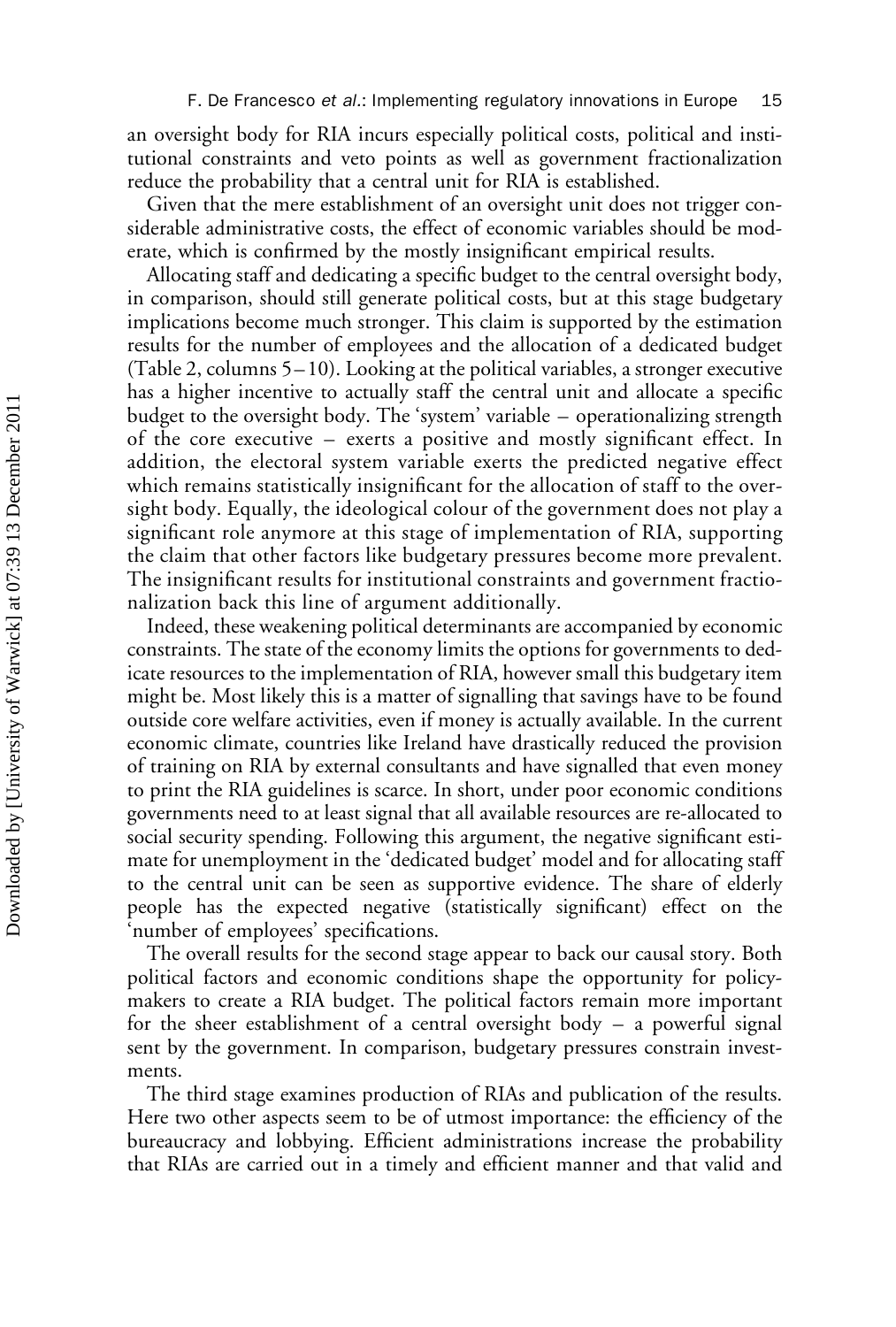an oversight body for RIA incurs especially political costs, political and institutional constraints and veto points as well as government fractionalization reduce the probability that a central unit for RIA is established.

Given that the mere establishment of an oversight unit does not trigger considerable administrative costs, the effect of economic variables should be moderate, which is confirmed by the mostly insignificant empirical results.

Allocating staff and dedicating a specific budget to the central oversight body, in comparison, should still generate political costs, but at this stage budgetary implications become much stronger. This claim is supported by the estimation results for the number of employees and the allocation of a dedicated budget (Table 2, columns 5–10). Looking at the political variables, a stronger executive has a higher incentive to actually staff the central unit and allocate a specific budget to the oversight body. The 'system' variable – operationalizing strength of the core executive – exerts a positive and mostly significant effect. In addition, the electoral system variable exerts the predicted negative effect which remains statistically insignificant for the allocation of staff to the oversight body. Equally, the ideological colour of the government does not play a significant role anymore at this stage of implementation of RIA, supporting the claim that other factors like budgetary pressures become more prevalent. The insignificant results for institutional constraints and government fractionalization back this line of argument additionally.

Indeed, these weakening political determinants are accompanied by economic constraints. The state of the economy limits the options for governments to dedicate resources to the implementation of RIA, however small this budgetary item might be. Most likely this is a matter of signalling that savings have to be found outside core welfare activities, even if money is actually available. In the current economic climate, countries like Ireland have drastically reduced the provision of training on RIA by external consultants and have signalled that even money to print the RIA guidelines is scarce. In short, under poor economic conditions governments need to at least signal that all available resources are re-allocated to social security spending. Following this argument, the negative significant estimate for unemployment in the 'dedicated budget' model and for allocating staff to the central unit can be seen as supportive evidence. The share of elderly people has the expected negative (statistically significant) effect on the 'number of employees' specifications.

The overall results for the second stage appear to back our causal story. Both political factors and economic conditions shape the opportunity for policymakers to create a RIA budget. The political factors remain more important for the sheer establishment of a central oversight body – a powerful signal sent by the government. In comparison, budgetary pressures constrain investments.

The third stage examines production of RIAs and publication of the results. Here two other aspects seem to be of utmost importance: the efficiency of the bureaucracy and lobbying. Efficient administrations increase the probability that RIAs are carried out in a timely and efficient manner and that valid and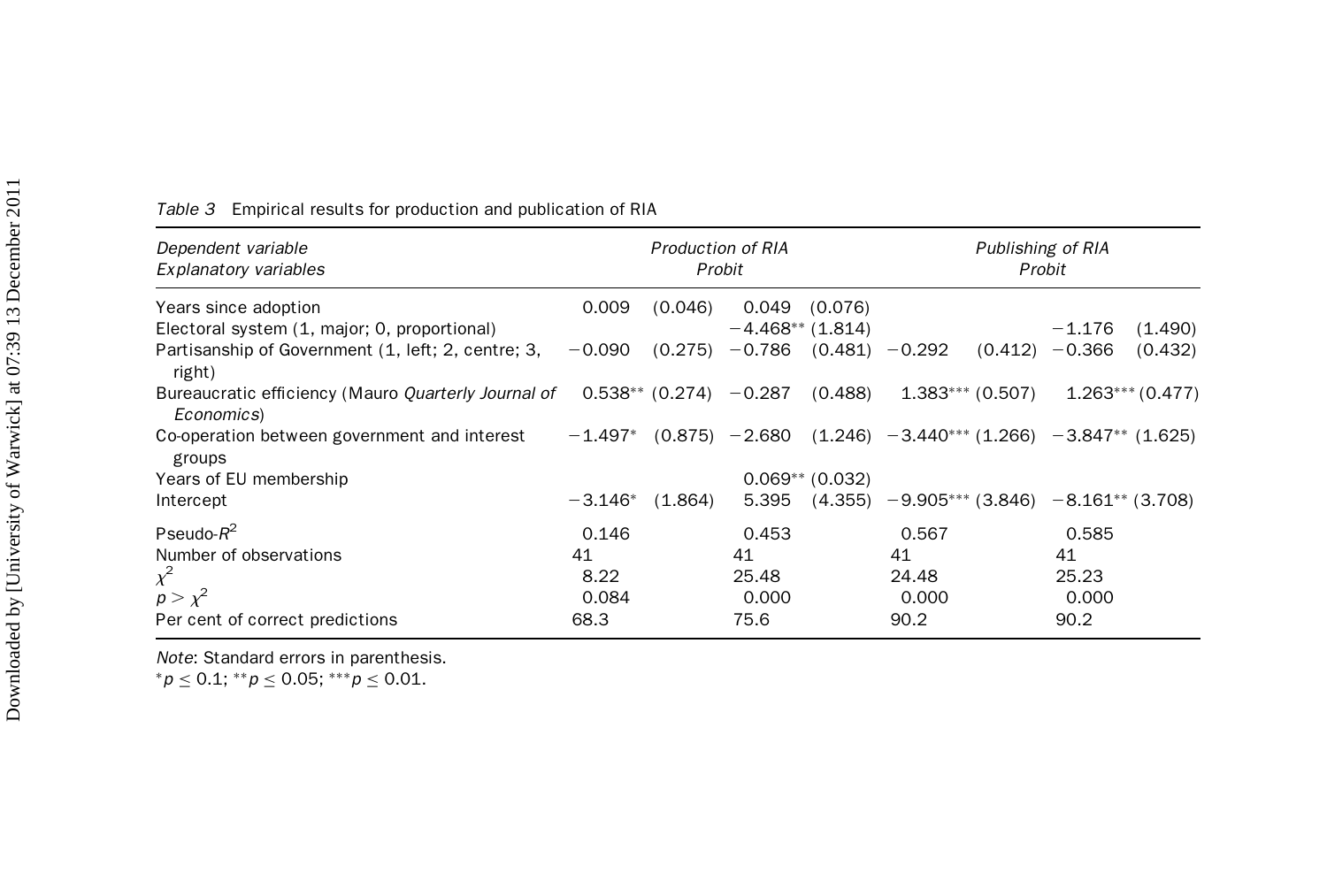*Table 3* Empirical results for production and publication of RIA

| *Dependent variable* | *Production of RIA* | | | | *Publishing of RIA* | | | |
|---|---|---|---|---|---|---|---|---|
| *Explanatory variables* | *Probit* | | | | *Probit* | | | |
| Years since adoption | 0.009 | (0.046) | 0.049 | (0.076) | | | | |
| Electoral system (1, major; 0, proportional) | | | −4.468** | (1.814) | | | −1.176 | (1.490) |
| Partisanship of Government (1, left; 2, centre; 3, right) | −0.090 | (0.275) | −0.786 | (0.481) | −0.292 | (0.412) | −0.366 | (0.432) |
| Bureaucratic efficiency (Mauro *Quarterly Journal of Economics*) | 0.538** | (0.274) | −0.287 | (0.488) | 1.383*** | (0.507) | 1.263*** | (0.477) |
| Co-operation between government and interest groups | −1.497* | (0.875) | −2.680 | (1.246) | −3.440*** | (1.266) | −3.847** | (1.625) |
| Years of EU membership | | | 0.069** | (0.032) | | | | |
| Intercept | −3.146* | (1.864) | 5.395 | (4.355) | −9.905*** | (3.846) | −8.161** | (3.708) |
| Pseudo-$R^2$ | 0.146 | | 0.453 | | 0.567 | | 0.585 | |
| Number of observations | 41 | | 41 | | 41 | | 41 | |
| $\chi^2$ | 8.22 | | 25.48 | | 24.48 | | 25.23 | |
| $p > \chi^2$ | 0.084 | | 0.000 | | 0.000 | | 0.000 | |
| Per cent of correct predictions | 68.3 | | 75.6 | | 90.2 | | 90.2 | |

*Note*: Standard errors in parenthesis.
*$p \leq 0.1$; **$p \leq 0.05$; ***$p \leq 0.01$.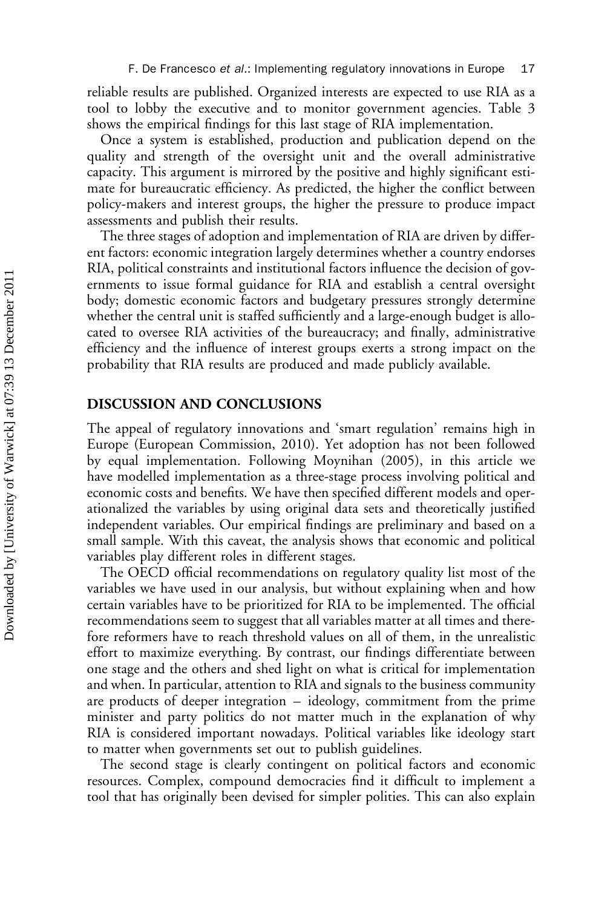reliable results are published. Organized interests are expected to use RIA as a tool to lobby the executive and to monitor government agencies. Table 3 shows the empirical findings for this last stage of RIA implementation.

Once a system is established, production and publication depend on the quality and strength of the oversight unit and the overall administrative capacity. This argument is mirrored by the positive and highly significant estimate for bureaucratic efficiency. As predicted, the higher the conflict between policy-makers and interest groups, the higher the pressure to produce impact assessments and publish their results.

The three stages of adoption and implementation of RIA are driven by different factors: economic integration largely determines whether a country endorses RIA, political constraints and institutional factors influence the decision of governments to issue formal guidance for RIA and establish a central oversight body; domestic economic factors and budgetary pressures strongly determine whether the central unit is staffed sufficiently and a large-enough budget is allocated to oversee RIA activities of the bureaucracy; and finally, administrative efficiency and the influence of interest groups exerts a strong impact on the probability that RIA results are produced and made publicly available.

## DISCUSSION AND CONCLUSIONS

The appeal of regulatory innovations and 'smart regulation' remains high in Europe (European Commission, 2010). Yet adoption has not been followed by equal implementation. Following Moynihan (2005), in this article we have modelled implementation as a three-stage process involving political and economic costs and benefits. We have then specified different models and operationalized the variables by using original data sets and theoretically justified independent variables. Our empirical findings are preliminary and based on a small sample. With this caveat, the analysis shows that economic and political variables play different roles in different stages.

The OECD official recommendations on regulatory quality list most of the variables we have used in our analysis, but without explaining when and how certain variables have to be prioritized for RIA to be implemented. The official recommendations seem to suggest that all variables matter at all times and therefore reformers have to reach threshold values on all of them, in the unrealistic effort to maximize everything. By contrast, our findings differentiate between one stage and the others and shed light on what is critical for implementation and when. In particular, attention to RIA and signals to the business community are products of deeper integration – ideology, commitment from the prime minister and party politics do not matter much in the explanation of why RIA is considered important nowadays. Political variables like ideology start to matter when governments set out to publish guidelines.

The second stage is clearly contingent on political factors and economic resources. Complex, compound democracies find it difficult to implement a tool that has originally been devised for simpler polities. This can also explain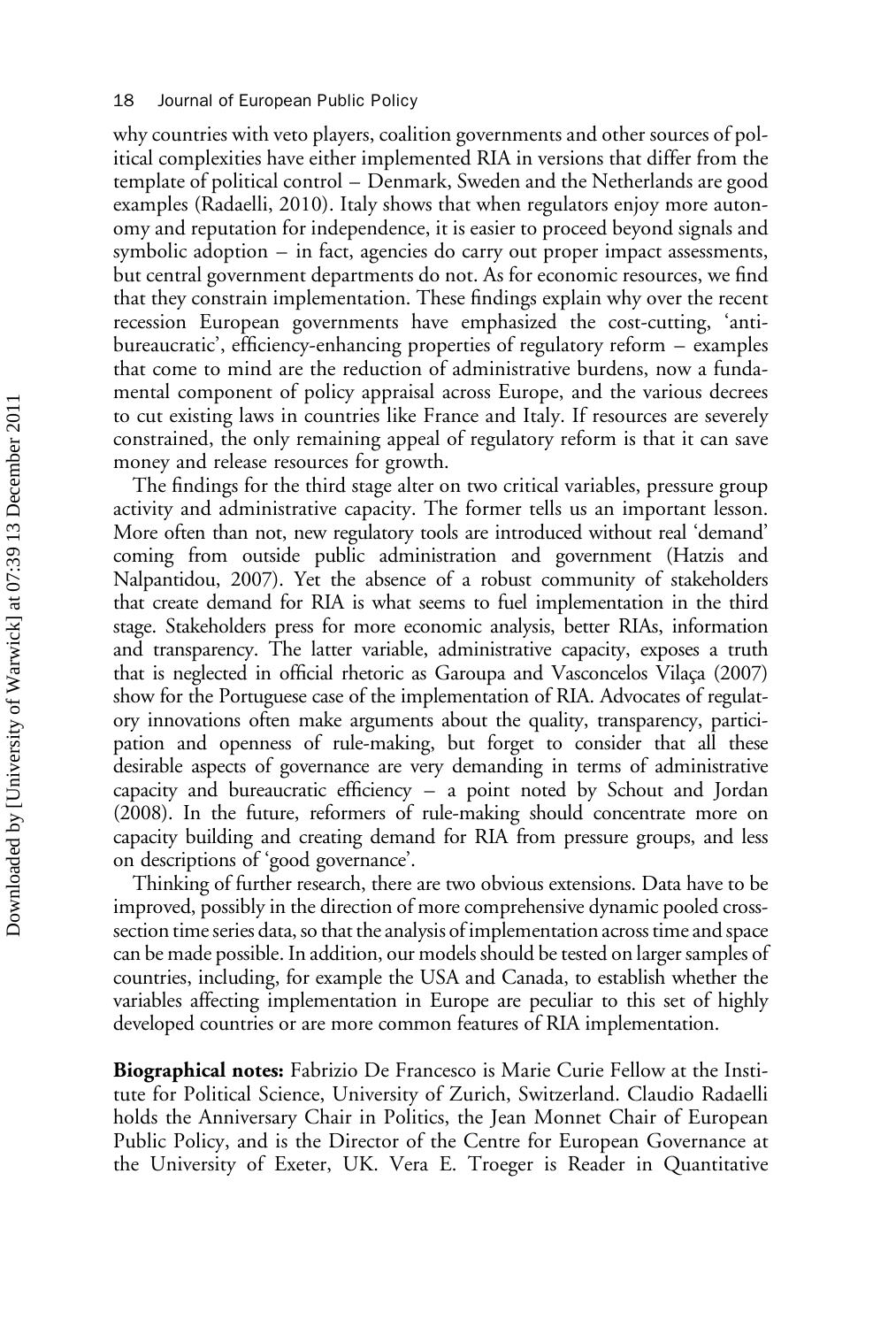why countries with veto players, coalition governments and other sources of political complexities have either implemented RIA in versions that differ from the template of political control – Denmark, Sweden and the Netherlands are good examples (Radaelli, 2010). Italy shows that when regulators enjoy more autonomy and reputation for independence, it is easier to proceed beyond signals and symbolic adoption – in fact, agencies do carry out proper impact assessments, but central government departments do not. As for economic resources, we find that they constrain implementation. These findings explain why over the recent recession European governments have emphasized the cost-cutting, 'anti-bureaucratic', efficiency-enhancing properties of regulatory reform – examples that come to mind are the reduction of administrative burdens, now a fundamental component of policy appraisal across Europe, and the various decrees to cut existing laws in countries like France and Italy. If resources are severely constrained, the only remaining appeal of regulatory reform is that it can save money and release resources for growth.

The findings for the third stage alter on two critical variables, pressure group activity and administrative capacity. The former tells us an important lesson. More often than not, new regulatory tools are introduced without real 'demand' coming from outside public administration and government (Hatzis and Nalpantidou, 2007). Yet the absence of a robust community of stakeholders that create demand for RIA is what seems to fuel implementation in the third stage. Stakeholders press for more economic analysis, better RIAs, information and transparency. The latter variable, administrative capacity, exposes a truth that is neglected in official rhetoric as Garoupa and Vasconcelos Vilaça (2007) show for the Portuguese case of the implementation of RIA. Advocates of regulatory innovations often make arguments about the quality, transparency, participation and openness of rule-making, but forget to consider that all these desirable aspects of governance are very demanding in terms of administrative capacity and bureaucratic efficiency – a point noted by Schout and Jordan (2008). In the future, reformers of rule-making should concentrate more on capacity building and creating demand for RIA from pressure groups, and less on descriptions of 'good governance'.

Thinking of further research, there are two obvious extensions. Data have to be improved, possibly in the direction of more comprehensive dynamic pooled cross-section time series data, so that the analysis of implementation across time and space can be made possible. In addition, our models should be tested on larger samples of countries, including, for example the USA and Canada, to establish whether the variables affecting implementation in Europe are peculiar to this set of highly developed countries or are more common features of RIA implementation.

**Biographical notes:** Fabrizio De Francesco is Marie Curie Fellow at the Institute for Political Science, University of Zurich, Switzerland. Claudio Radaelli holds the Anniversary Chair in Politics, the Jean Monnet Chair of European Public Policy, and is the Director of the Centre for European Governance at the University of Exeter, UK. Vera E. Troeger is Reader in Quantitative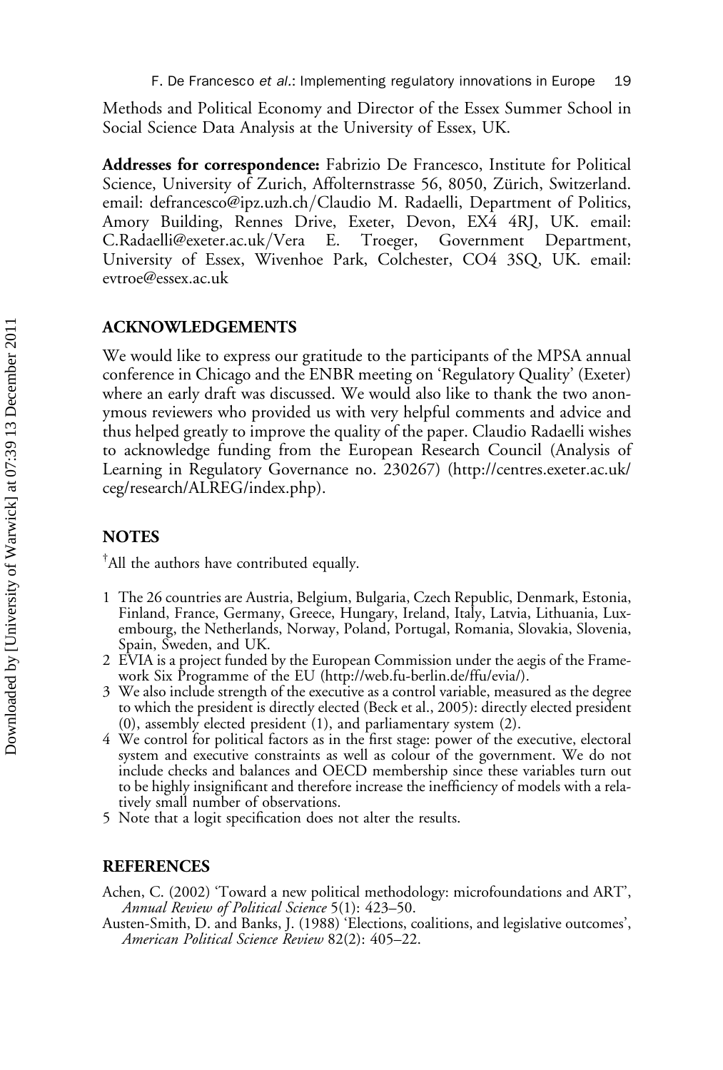Methods and Political Economy and Director of the Essex Summer School in Social Science Data Analysis at the University of Essex, UK.

**Addresses for correspondence:** Fabrizio De Francesco, Institute for Political Science, University of Zurich, Affolternstrasse 56, 8050, Zürich, Switzerland. email: defrancesco@ipz.uzh.ch/Claudio M. Radaelli, Department of Politics, Amory Building, Rennes Drive, Exeter, Devon, EX4 4RJ, UK. email: C.Radaelli@exeter.ac.uk/Vera E. Troeger, Government Department, University of Essex, Wivenhoe Park, Colchester, CO4 3SQ, UK. email: evtroe@essex.ac.uk

## ACKNOWLEDGEMENTS

We would like to express our gratitude to the participants of the MPSA annual conference in Chicago and the ENBR meeting on 'Regulatory Quality' (Exeter) where an early draft was discussed. We would also like to thank the two anonymous reviewers who provided us with very helpful comments and advice and thus helped greatly to improve the quality of the paper. Claudio Radaelli wishes to acknowledge funding from the European Research Council (Analysis of Learning in Regulatory Governance no. 230267) (http://centres.exeter.ac.uk/ceg/research/ALREG/index.php).

## NOTES

†All the authors have contributed equally.

1 The 26 countries are Austria, Belgium, Bulgaria, Czech Republic, Denmark, Estonia, Finland, France, Germany, Greece, Hungary, Ireland, Italy, Latvia, Lithuania, Luxembourg, the Netherlands, Norway, Poland, Portugal, Romania, Slovakia, Slovenia, Spain, Sweden, and UK.

2 EVIA is a project funded by the European Commission under the aegis of the Framework Six Programme of the EU (http://web.fu-berlin.de/ffu/evia/).

3 We also include strength of the executive as a control variable, measured as the degree to which the president is directly elected (Beck et al., 2005): directly elected president (0), assembly elected president (1), and parliamentary system (2).

4 We control for political factors as in the first stage: power of the executive, electoral system and executive constraints as well as colour of the government. We do not include checks and balances and OECD membership since these variables turn out to be highly insignificant and therefore increase the inefficiency of models with a relatively small number of observations.

5 Note that a logit specification does not alter the results.

## REFERENCES

Achen, C. (2002) 'Toward a new political methodology: microfoundations and ART', *Annual Review of Political Science* 5(1): 423–50.

Austen-Smith, D. and Banks, J. (1988) 'Elections, coalitions, and legislative outcomes', *American Political Science Review* 82(2): 405–22.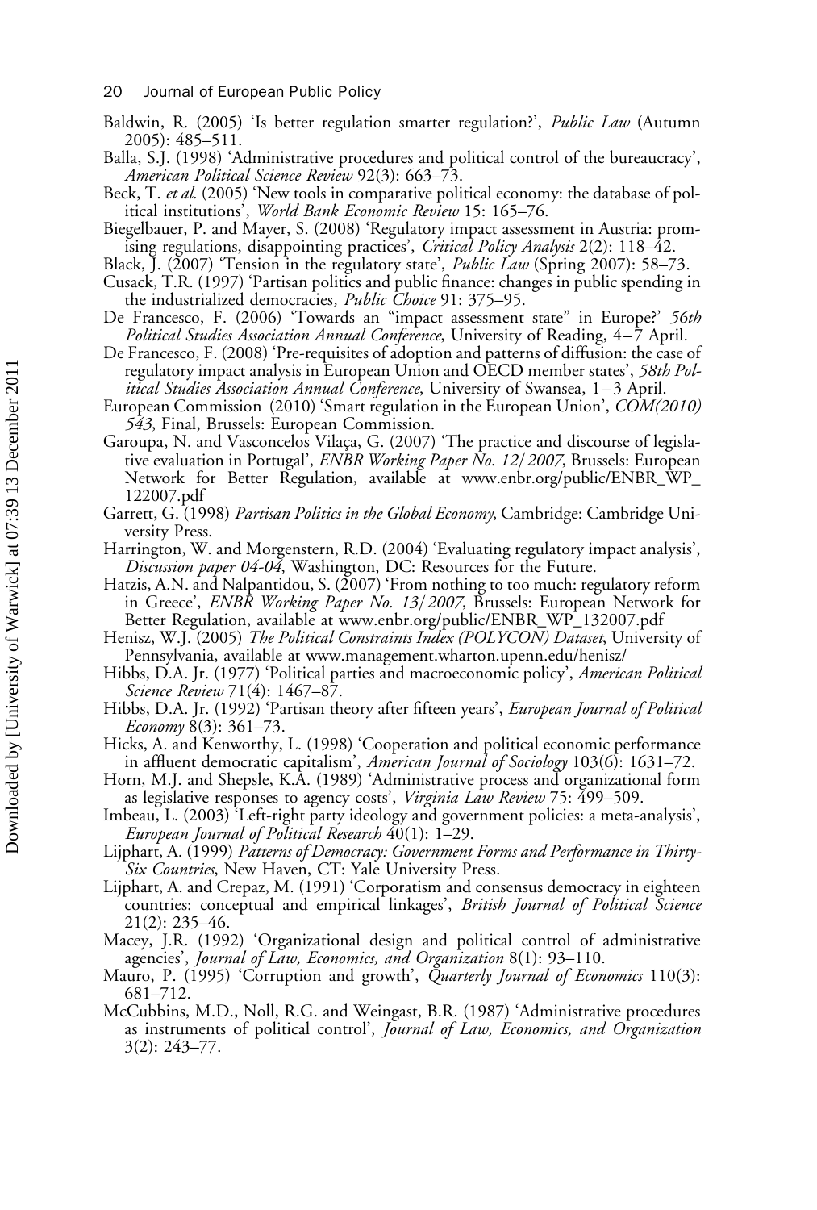Baldwin, R. (2005) 'Is better regulation smarter regulation?', *Public Law* (Autumn 2005): 485–511.

Balla, S.J. (1998) 'Administrative procedures and political control of the bureaucracy', *American Political Science Review* 92(3): 663–73.

Beck, T. *et al.* (2005) 'New tools in comparative political economy: the database of political institutions', *World Bank Economic Review* 15: 165–76.

Biegelbauer, P. and Mayer, S. (2008) 'Regulatory impact assessment in Austria: promising regulations, disappointing practices', *Critical Policy Analysis* 2(2): 118–42.

Black, J. (2007) 'Tension in the regulatory state', *Public Law* (Spring 2007): 58–73.

Cusack, T.R. (1997) 'Partisan politics and public finance: changes in public spending in the industrialized democracies, *Public Choice* 91: 375–95.

De Francesco, F. (2006) 'Towards an "impact assessment state" in Europe?' *56th Political Studies Association Annual Conference*, University of Reading, 4–7 April.

De Francesco, F. (2008) 'Pre-requisites of adoption and patterns of diffusion: the case of regulatory impact analysis in European Union and OECD member states', *58th Political Studies Association Annual Conference*, University of Swansea, 1–3 April.

European Commission (2010) 'Smart regulation in the European Union', *COM(2010) 543*, Final, Brussels: European Commission.

Garoupa, N. and Vasconcelos Vilaça, G. (2007) 'The practice and discourse of legislative evaluation in Portugal', *ENBR Working Paper No. 12/2007*, Brussels: European Network for Better Regulation, available at www.enbr.org/public/ENBR_WP_122007.pdf

Garrett, G. (1998) *Partisan Politics in the Global Economy*, Cambridge: Cambridge University Press.

Harrington, W. and Morgenstern, R.D. (2004) 'Evaluating regulatory impact analysis', *Discussion paper 04-04*, Washington, DC: Resources for the Future.

Hatzis, A.N. and Nalpantidou, S. (2007) 'From nothing to too much: regulatory reform in Greece', *ENBR Working Paper No. 13/2007*, Brussels: European Network for Better Regulation, available at www.enbr.org/public/ENBR_WP_132007.pdf

Henisz, W.J. (2005) *The Political Constraints Index (POLYCON) Dataset*, University of Pennsylvania, available at www.management.wharton.upenn.edu/henisz/

Hibbs, D.A. Jr. (1977) 'Political parties and macroeconomic policy', *American Political Science Review* 71(4): 1467–87.

Hibbs, D.A. Jr. (1992) 'Partisan theory after fifteen years', *European Journal of Political Economy* 8(3): 361–73.

Hicks, A. and Kenworthy, L. (1998) 'Cooperation and political economic performance in affluent democratic capitalism', *American Journal of Sociology* 103(6): 1631–72.

Horn, M.J. and Shepsle, K.A. (1989) 'Administrative process and organizational form as legislative responses to agency costs', *Virginia Law Review* 75: 499–509.

Imbeau, L. (2003) 'Left-right party ideology and government policies: a meta-analysis', *European Journal of Political Research* 40(1): 1–29.

Lijphart, A. (1999) *Patterns of Democracy: Government Forms and Performance in Thirty-Six Countries*, New Haven, CT: Yale University Press.

Lijphart, A. and Crepaz, M. (1991) 'Corporatism and consensus democracy in eighteen countries: conceptual and empirical linkages', *British Journal of Political Science* 21(2): 235–46.

Macey, J.R. (1992) 'Organizational design and political control of administrative agencies', *Journal of Law, Economics, and Organization* 8(1): 93–110.

Mauro, P. (1995) 'Corruption and growth', *Quarterly Journal of Economics* 110(3): 681–712.

McCubbins, M.D., Noll, R.G. and Weingast, B.R. (1987) 'Administrative procedures as instruments of political control', *Journal of Law, Economics, and Organization* 3(2): 243–77.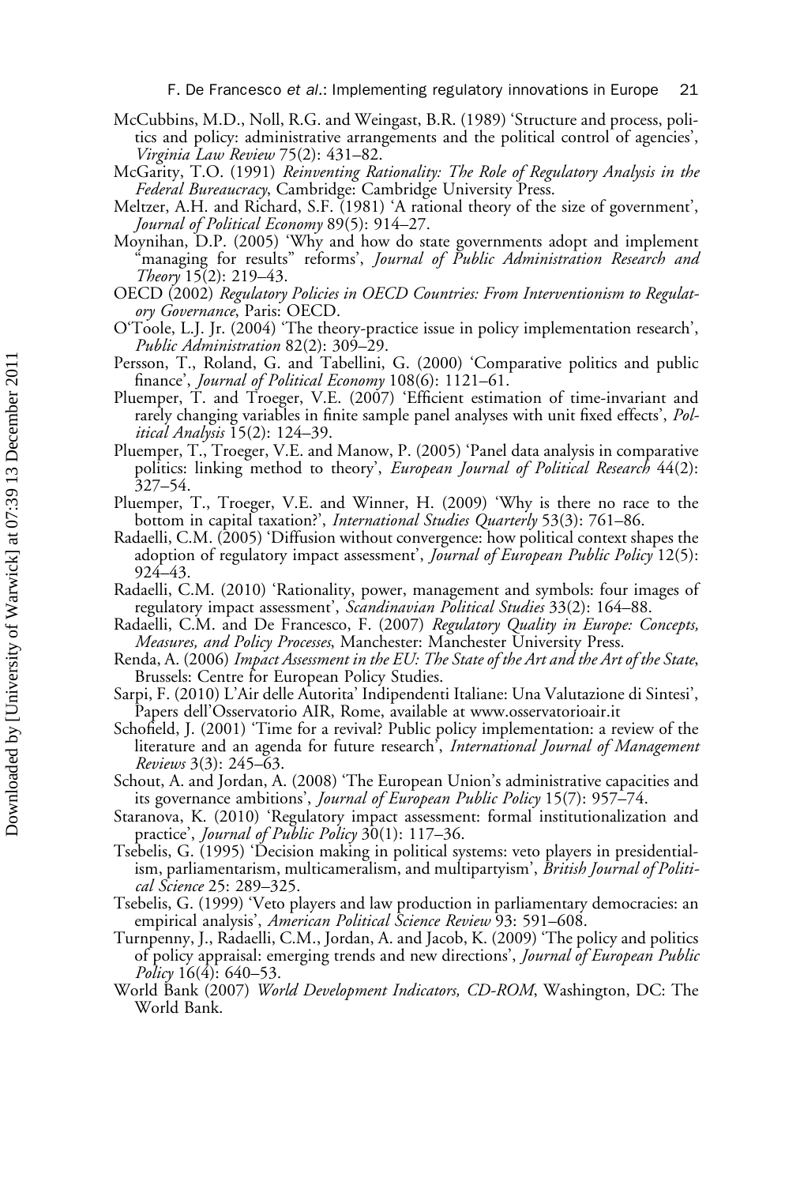McCubbins, M.D., Noll, R.G. and Weingast, B.R. (1989) 'Structure and process, politics and policy: administrative arrangements and the political control of agencies', *Virginia Law Review* 75(2): 431–82.

McGarity, T.O. (1991) *Reinventing Rationality: The Role of Regulatory Analysis in the Federal Bureaucracy*, Cambridge: Cambridge University Press.

Meltzer, A.H. and Richard, S.F. (1981) 'A rational theory of the size of government', *Journal of Political Economy* 89(5): 914–27.

Moynihan, D.P. (2005) 'Why and how do state governments adopt and implement "managing for results" reforms', *Journal of Public Administration Research and Theory* 15(2): 219–43.

OECD (2002) *Regulatory Policies in OECD Countries: From Interventionism to Regulatory Governance*, Paris: OECD.

O'Toole, L.J. Jr. (2004) 'The theory-practice issue in policy implementation research', *Public Administration* 82(2): 309–29.

Persson, T., Roland, G. and Tabellini, G. (2000) 'Comparative politics and public finance', *Journal of Political Economy* 108(6): 1121–61.

Pluemper, T. and Troeger, V.E. (2007) 'Efficient estimation of time-invariant and rarely changing variables in finite sample panel analyses with unit fixed effects', *Political Analysis* 15(2): 124–39.

Pluemper, T., Troeger, V.E. and Manow, P. (2005) 'Panel data analysis in comparative politics: linking method to theory', *European Journal of Political Research* 44(2): 327–54.

Pluemper, T., Troeger, V.E. and Winner, H. (2009) 'Why is there no race to the bottom in capital taxation?', *International Studies Quarterly* 53(3): 761–86.

Radaelli, C.M. (2005) 'Diffusion without convergence: how political context shapes the adoption of regulatory impact assessment', *Journal of European Public Policy* 12(5): 924–43.

Radaelli, C.M. (2010) 'Rationality, power, management and symbols: four images of regulatory impact assessment', *Scandinavian Political Studies* 33(2): 164–88.

Radaelli, C.M. and De Francesco, F. (2007) *Regulatory Quality in Europe: Concepts, Measures, and Policy Processes*, Manchester: Manchester University Press.

Renda, A. (2006) *Impact Assessment in the EU: The State of the Art and the Art of the State*, Brussels: Centre for European Policy Studies.

Sarpi, F. (2010) L'Air delle Autorita' Indipendenti Italiane: Una Valutazione di Sintesi', Papers dell'Osservatorio AIR, Rome, available at www.osservatorioair.it

Schofield, J. (2001) 'Time for a revival? Public policy implementation: a review of the literature and an agenda for future research', *International Journal of Management Reviews* 3(3): 245–63.

Schout, A. and Jordan, A. (2008) 'The European Union's administrative capacities and its governance ambitions', *Journal of European Public Policy* 15(7): 957–74.

Staranova, K. (2010) 'Regulatory impact assessment: formal institutionalization and practice', *Journal of Public Policy* 30(1): 117–36.

Tsebelis, G. (1995) 'Decision making in political systems: veto players in presidentialism, parliamentarism, multicameralism, and multipartyism', *British Journal of Political Science* 25: 289–325.

Tsebelis, G. (1999) 'Veto players and law production in parliamentary democracies: an empirical analysis', *American Political Science Review* 93: 591–608.

Turnpenny, J., Radaelli, C.M., Jordan, A. and Jacob, K. (2009) 'The policy and politics of policy appraisal: emerging trends and new directions', *Journal of European Public Policy* 16(4): 640–53.

World Bank (2007) *World Development Indicators, CD-ROM*, Washington, DC: The World Bank.